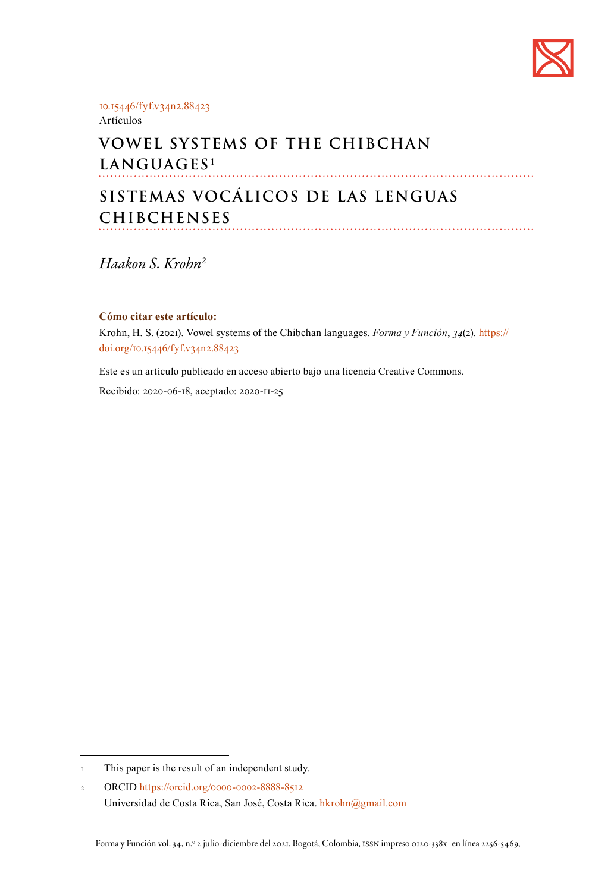10.15446/fyf.v34n2.88423

Artículos

# VOWEL SYSTEMS OF THE CHIBCHAN LANGUAGES[1]

# SISTEMAS VOCÁLICOS DE LAS LENGUAS CHIBCHENSES

*Haakon S. Krohn*[2]

**Cómo citar este artículo:**

Krohn, H. S. (2021). Vowel systems of the Chibchan languages. *Forma y Función*, *34*(2). https://doi.org/10.15446/fyf.v34n2.88423

Este es un artículo publicado en acceso abierto bajo una licencia Creative Commons.

Recibido: 2020-06-18, aceptado: 2020-11-25

---

[1] This paper is the result of an independent study.

[2] ORCID https://orcid.org/0000-0002-8888-8512
Universidad de Costa Rica, San José, Costa Rica. hkrohn@gmail.com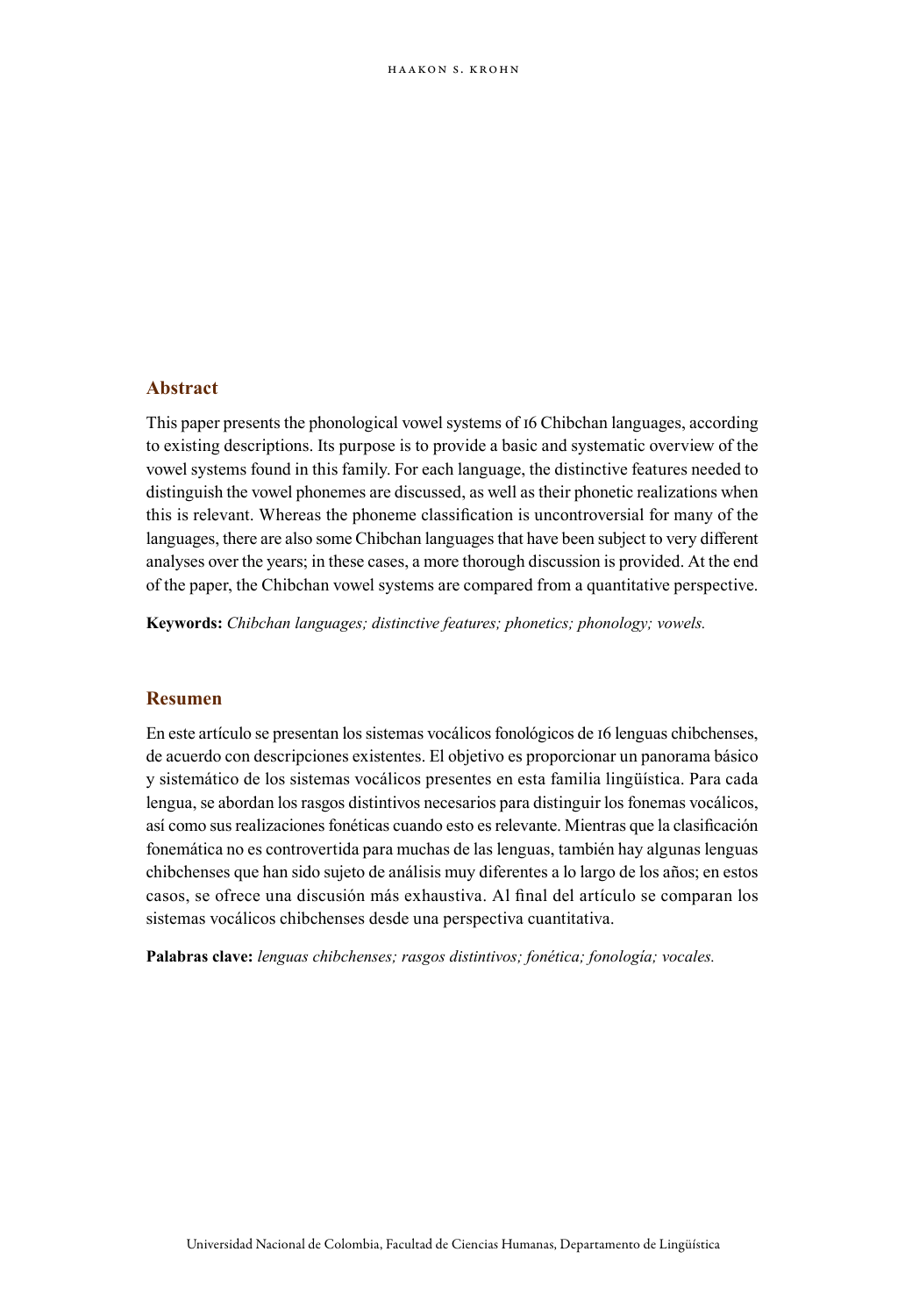## Abstract

This paper presents the phonological vowel systems of 16 Chibchan languages, according to existing descriptions. Its purpose is to provide a basic and systematic overview of the vowel systems found in this family. For each language, the distinctive features needed to distinguish the vowel phonemes are discussed, as well as their phonetic realizations when this is relevant. Whereas the phoneme classification is uncontroversial for many of the languages, there are also some Chibchan languages that have been subject to very different analyses over the years; in these cases, a more thorough discussion is provided. At the end of the paper, the Chibchan vowel systems are compared from a quantitative perspective.

**Keywords:** *Chibchan languages; distinctive features; phonetics; phonology; vowels.*

## Resumen

En este artículo se presentan los sistemas vocálicos fonológicos de 16 lenguas chibchenses, de acuerdo con descripciones existentes. El objetivo es proporcionar un panorama básico y sistemático de los sistemas vocálicos presentes en esta familia lingüística. Para cada lengua, se abordan los rasgos distintivos necesarios para distinguir los fonemas vocálicos, así como sus realizaciones fonéticas cuando esto es relevante. Mientras que la clasificación fonemática no es controvertida para muchas de las lenguas, también hay algunas lenguas chibchenses que han sido sujeto de análisis muy diferentes a lo largo de los años; en estos casos, se ofrece una discusión más exhaustiva. Al final del artículo se comparan los sistemas vocálicos chibchenses desde una perspectiva cuantitativa.

**Palabras clave:** *lenguas chibchenses; rasgos distintivos; fonética; fonología; vocales.*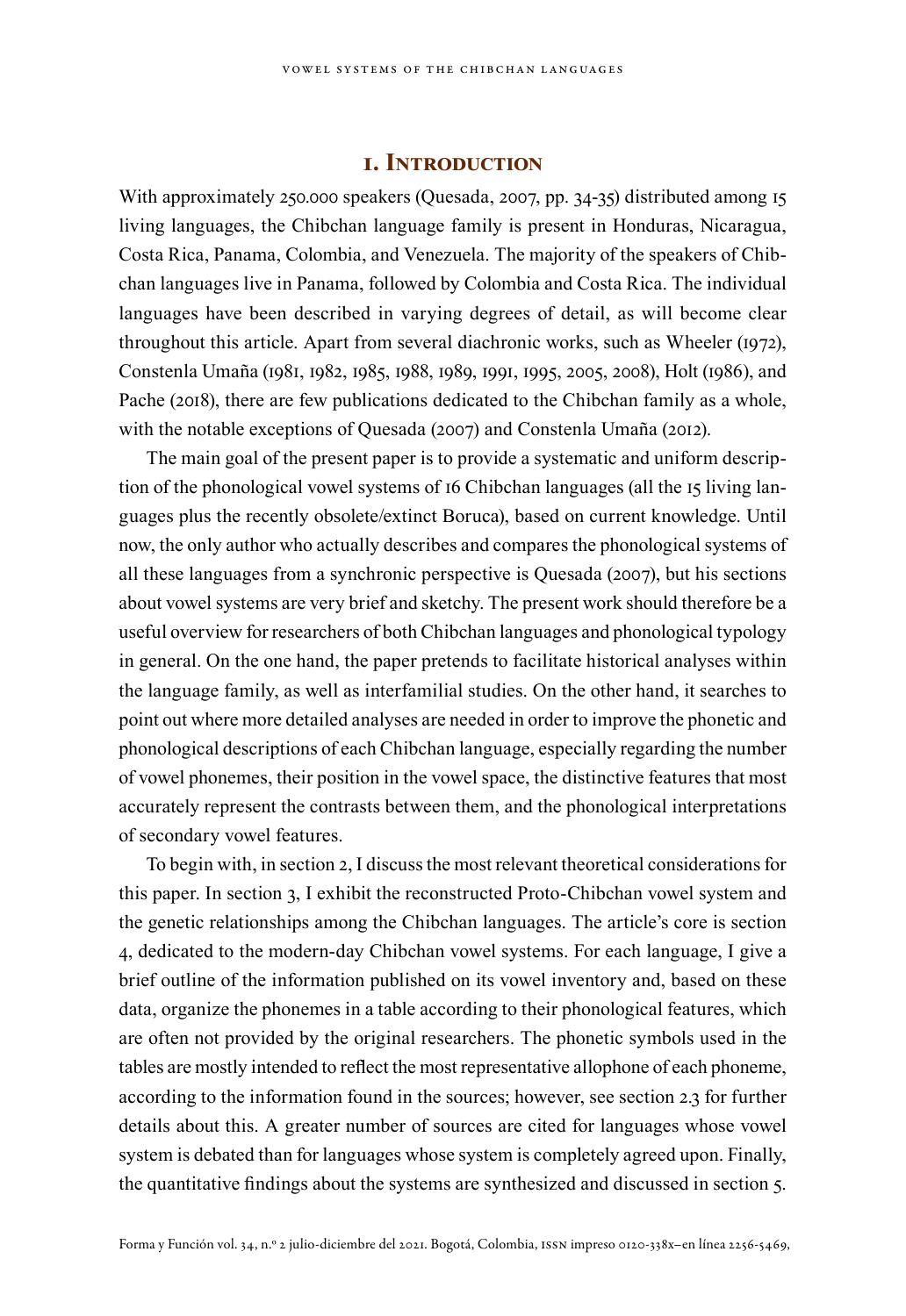# 1. Introduction

With approximately 250.000 speakers (Quesada, 2007, pp. 34-35) distributed among 15 living languages, the Chibchan language family is present in Honduras, Nicaragua, Costa Rica, Panama, Colombia, and Venezuela. The majority of the speakers of Chibchan languages live in Panama, followed by Colombia and Costa Rica. The individual languages have been described in varying degrees of detail, as will become clear throughout this article. Apart from several diachronic works, such as Wheeler (1972), Constenla Umaña (1981, 1982, 1985, 1988, 1989, 1991, 1995, 2005, 2008), Holt (1986), and Pache (2018), there are few publications dedicated to the Chibchan family as a whole, with the notable exceptions of Quesada (2007) and Constenla Umaña (2012).

The main goal of the present paper is to provide a systematic and uniform description of the phonological vowel systems of 16 Chibchan languages (all the 15 living languages plus the recently obsolete/extinct Boruca), based on current knowledge. Until now, the only author who actually describes and compares the phonological systems of all these languages from a synchronic perspective is Quesada (2007), but his sections about vowel systems are very brief and sketchy. The present work should therefore be a useful overview for researchers of both Chibchan languages and phonological typology in general. On the one hand, the paper pretends to facilitate historical analyses within the language family, as well as interfamilial studies. On the other hand, it searches to point out where more detailed analyses are needed in order to improve the phonetic and phonological descriptions of each Chibchan language, especially regarding the number of vowel phonemes, their position in the vowel space, the distinctive features that most accurately represent the contrasts between them, and the phonological interpretations of secondary vowel features.

To begin with, in section 2, I discuss the most relevant theoretical considerations for this paper. In section 3, I exhibit the reconstructed Proto-Chibchan vowel system and the genetic relationships among the Chibchan languages. The article's core is section 4, dedicated to the modern-day Chibchan vowel systems. For each language, I give a brief outline of the information published on its vowel inventory and, based on these data, organize the phonemes in a table according to their phonological features, which are often not provided by the original researchers. The phonetic symbols used in the tables are mostly intended to reflect the most representative allophone of each phoneme, according to the information found in the sources; however, see section 2.3 for further details about this. A greater number of sources are cited for languages whose vowel system is debated than for languages whose system is completely agreed upon. Finally, the quantitative findings about the systems are synthesized and discussed in section 5.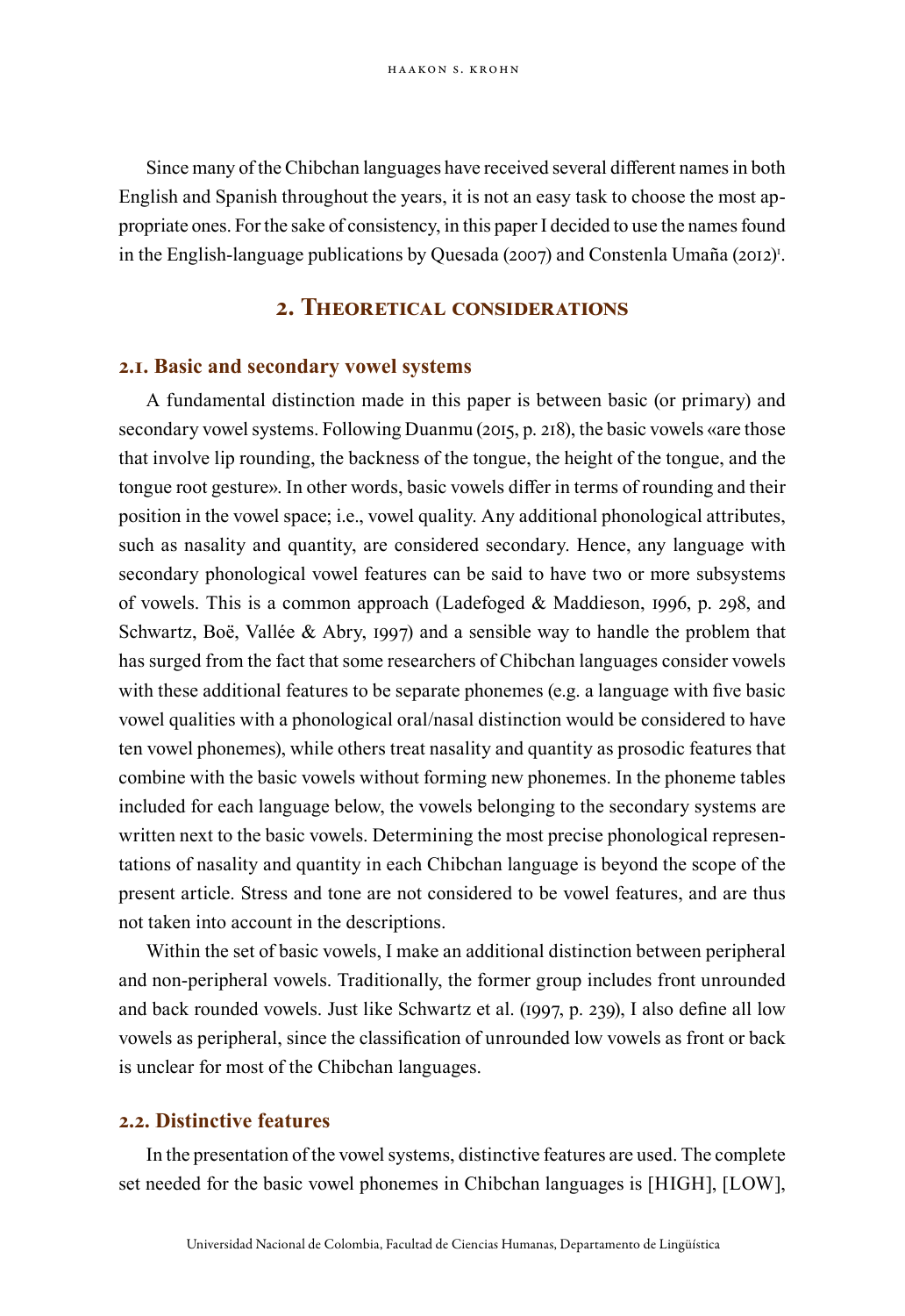Since many of the Chibchan languages have received several different names in both English and Spanish throughout the years, it is not an easy task to choose the most appropriate ones. For the sake of consistency, in this paper I decided to use the names found in the English-language publications by Quesada (2007) and Constenla Umaña (2012)[1].

## 2. Theoretical considerations

### 2.1. Basic and secondary vowel systems

A fundamental distinction made in this paper is between basic (or primary) and secondary vowel systems. Following Duanmu (2015, p. 218), the basic vowels «are those that involve lip rounding, the backness of the tongue, the height of the tongue, and the tongue root gesture». In other words, basic vowels differ in terms of rounding and their position in the vowel space; i.e., vowel quality. Any additional phonological attributes, such as nasality and quantity, are considered secondary. Hence, any language with secondary phonological vowel features can be said to have two or more subsystems of vowels. This is a common approach (Ladefoged & Maddieson, 1996, p. 298, and Schwartz, Boë, Vallée & Abry, 1997) and a sensible way to handle the problem that has surged from the fact that some researchers of Chibchan languages consider vowels with these additional features to be separate phonemes (e.g. a language with five basic vowel qualities with a phonological oral/nasal distinction would be considered to have ten vowel phonemes), while others treat nasality and quantity as prosodic features that combine with the basic vowels without forming new phonemes. In the phoneme tables included for each language below, the vowels belonging to the secondary systems are written next to the basic vowels. Determining the most precise phonological representations of nasality and quantity in each Chibchan language is beyond the scope of the present article. Stress and tone are not considered to be vowel features, and are thus not taken into account in the descriptions.

Within the set of basic vowels, I make an additional distinction between peripheral and non-peripheral vowels. Traditionally, the former group includes front unrounded and back rounded vowels. Just like Schwartz et al. (1997, p. 239), I also define all low vowels as peripheral, since the classification of unrounded low vowels as front or back is unclear for most of the Chibchan languages.

### 2.2. Distinctive features

In the presentation of the vowel systems, distinctive features are used. The complete set needed for the basic vowel phonemes in Chibchan languages is [HIGH], [LOW],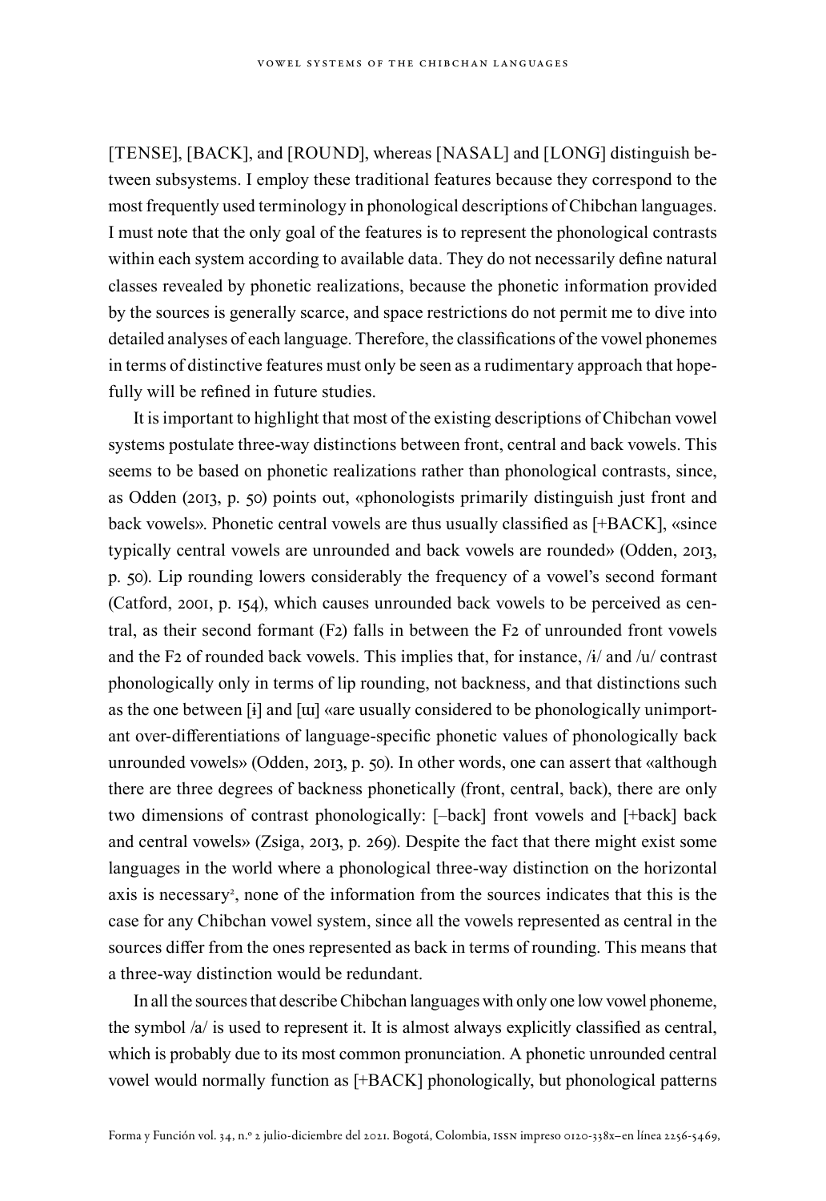[TENSE], [BACK], and [ROUND], whereas [NASAL] and [LONG] distinguish between subsystems. I employ these traditional features because they correspond to the most frequently used terminology in phonological descriptions of Chibchan languages. I must note that the only goal of the features is to represent the phonological contrasts within each system according to available data. They do not necessarily define natural classes revealed by phonetic realizations, because the phonetic information provided by the sources is generally scarce, and space restrictions do not permit me to dive into detailed analyses of each language. Therefore, the classifications of the vowel phonemes in terms of distinctive features must only be seen as a rudimentary approach that hopefully will be refined in future studies.

It is important to highlight that most of the existing descriptions of Chibchan vowel systems postulate three-way distinctions between front, central and back vowels. This seems to be based on phonetic realizations rather than phonological contrasts, since, as Odden (2013, p. 50) points out, «phonologists primarily distinguish just front and back vowels». Phonetic central vowels are thus usually classified as [+BACK], «since typically central vowels are unrounded and back vowels are rounded» (Odden, 2013, p. 50). Lip rounding lowers considerably the frequency of a vowel's second formant (Catford, 2001, p. 154), which causes unrounded back vowels to be perceived as central, as their second formant (F2) falls in between the F2 of unrounded front vowels and the F2 of rounded back vowels. This implies that, for instance, /ɨ/ and /u/ contrast phonologically only in terms of lip rounding, not backness, and that distinctions such as the one between [ɨ] and [ɯ] «are usually considered to be phonologically unimportant over-differentiations of language-specific phonetic values of phonologically back unrounded vowels» (Odden, 2013, p. 50). In other words, one can assert that «although there are three degrees of backness phonetically (front, central, back), there are only two dimensions of contrast phonologically: [–back] front vowels and [+back] back and central vowels» (Zsiga, 2013, p. 269). Despite the fact that there might exist some languages in the world where a phonological three-way distinction on the horizontal axis is necessary[2], none of the information from the sources indicates that this is the case for any Chibchan vowel system, since all the vowels represented as central in the sources differ from the ones represented as back in terms of rounding. This means that a three-way distinction would be redundant.

In all the sources that describe Chibchan languages with only one low vowel phoneme, the symbol /a/ is used to represent it. It is almost always explicitly classified as central, which is probably due to its most common pronunciation. A phonetic unrounded central vowel would normally function as [+BACK] phonologically, but phonological patterns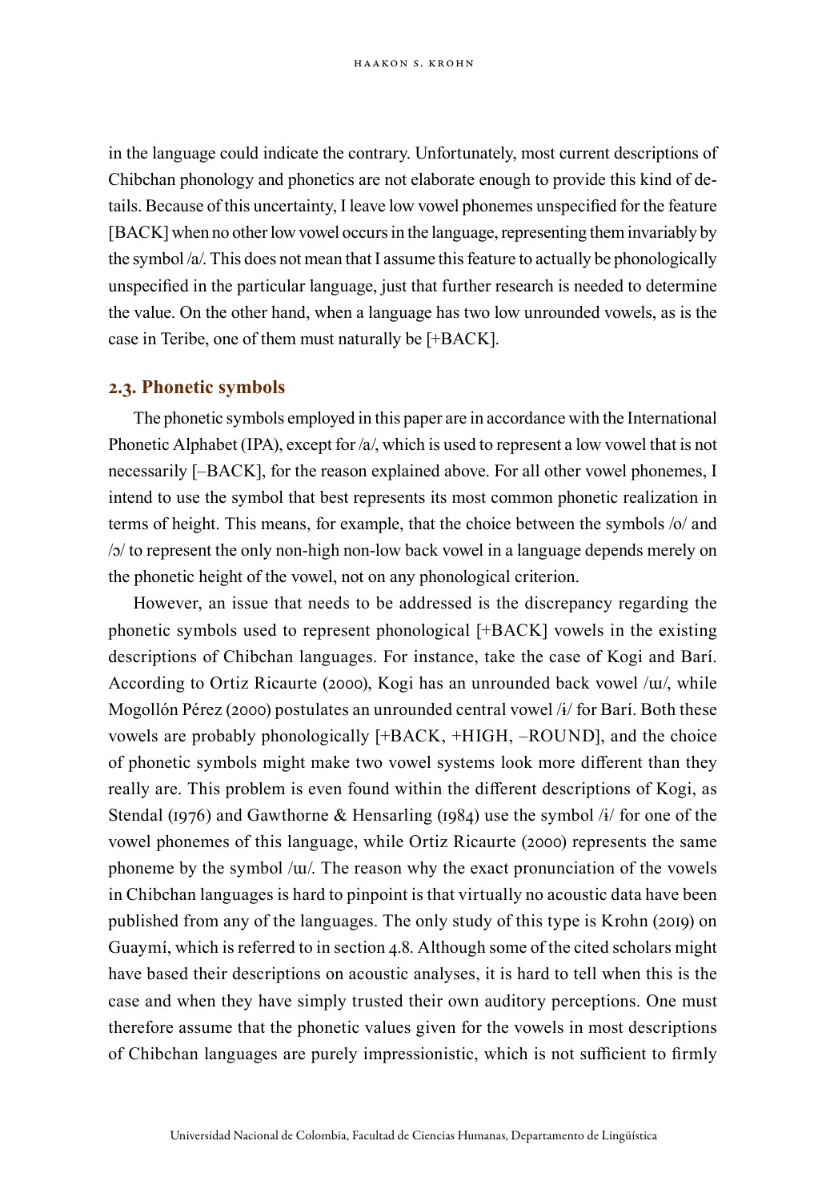in the language could indicate the contrary. Unfortunately, most current descriptions of Chibchan phonology and phonetics are not elaborate enough to provide this kind of details. Because of this uncertainty, I leave low vowel phonemes unspecified for the feature [BACK] when no other low vowel occurs in the language, representing them invariably by the symbol /a/. This does not mean that I assume this feature to actually be phonologically unspecified in the particular language, just that further research is needed to determine the value. On the other hand, when a language has two low unrounded vowels, as is the case in Teribe, one of them must naturally be [+BACK].

## 2.3. Phonetic symbols

The phonetic symbols employed in this paper are in accordance with the International Phonetic Alphabet (IPA), except for /a/, which is used to represent a low vowel that is not necessarily [–BACK], for the reason explained above. For all other vowel phonemes, I intend to use the symbol that best represents its most common phonetic realization in terms of height. This means, for example, that the choice between the symbols /o/ and /ɔ/ to represent the only non-high non-low back vowel in a language depends merely on the phonetic height of the vowel, not on any phonological criterion.

However, an issue that needs to be addressed is the discrepancy regarding the phonetic symbols used to represent phonological [+BACK] vowels in the existing descriptions of Chibchan languages. For instance, take the case of Kogi and Barí. According to Ortiz Ricaurte (2000), Kogi has an unrounded back vowel /ɯ/, while Mogollón Pérez (2000) postulates an unrounded central vowel /ɨ/ for Barí. Both these vowels are probably phonologically [+BACK, +HIGH, –ROUND], and the choice of phonetic symbols might make two vowel systems look more different than they really are. This problem is even found within the different descriptions of Kogi, as Stendal (1976) and Gawthorne & Hensarling (1984) use the symbol /ɨ/ for one of the vowel phonemes of this language, while Ortiz Ricaurte (2000) represents the same phoneme by the symbol /ɯ/. The reason why the exact pronunciation of the vowels in Chibchan languages is hard to pinpoint is that virtually no acoustic data have been published from any of the languages. The only study of this type is Krohn (2019) on Guaymí, which is referred to in section 4.8. Although some of the cited scholars might have based their descriptions on acoustic analyses, it is hard to tell when this is the case and when they have simply trusted their own auditory perceptions. One must therefore assume that the phonetic values given for the vowels in most descriptions of Chibchan languages are purely impressionistic, which is not sufficient to firmly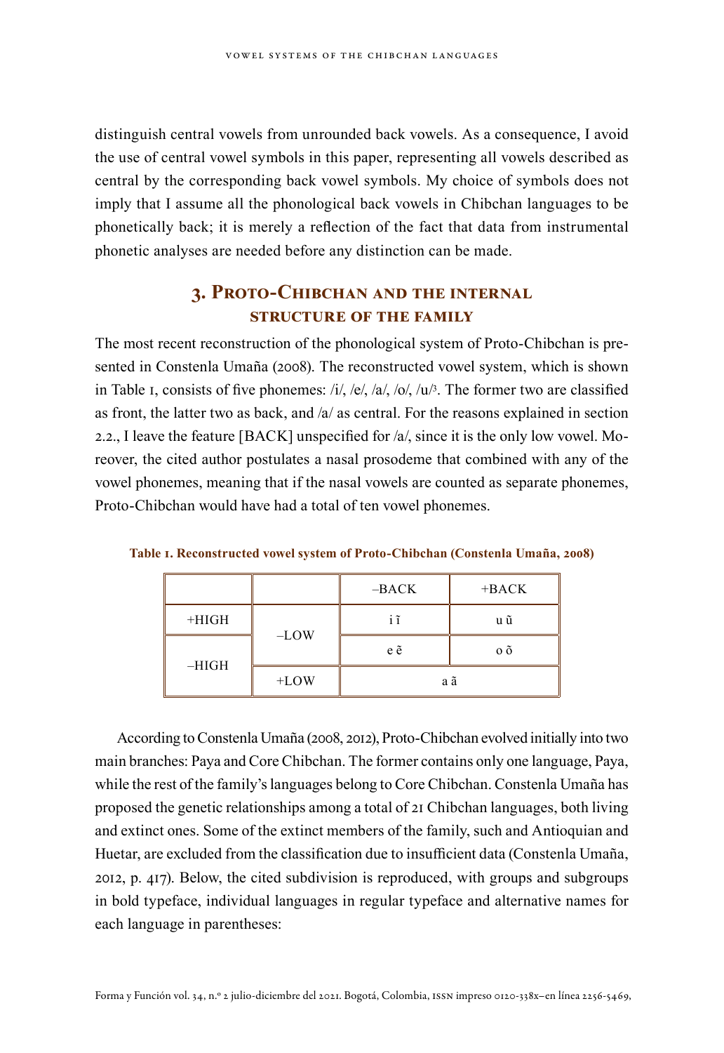distinguish central vowels from unrounded back vowels. As a consequence, I avoid the use of central vowel symbols in this paper, representing all vowels described as central by the corresponding back vowel symbols. My choice of symbols does not imply that I assume all the phonological back vowels in Chibchan languages to be phonetically back; it is merely a reflection of the fact that data from instrumental phonetic analyses are needed before any distinction can be made.

## 3. Proto-Chibchan and the internal structure of the family

The most recent reconstruction of the phonological system of Proto-Chibchan is presented in Constenla Umaña (2008). The reconstructed vowel system, which is shown in Table 1, consists of five phonemes: /i/, /e/, /a/, /o/, /u/[3]. The former two are classified as front, the latter two as back, and /a/ as central. For the reasons explained in section 2.2., I leave the feature [BACK] unspecified for /a/, since it is the only low vowel. Moreover, the cited author postulates a nasal prosodeme that combined with any of the vowel phonemes, meaning that if the nasal vowels are counted as separate phonemes, Proto-Chibchan would have had a total of ten vowel phonemes.

**Table 1. Reconstructed vowel system of Proto-Chibchan (Constenla Umaña, 2008)**

| | | –BACK | +BACK |
|---|---|---|---|
| +HIGH | –LOW | i ĩ | u ũ |
| –HIGH | | e ẽ | o õ |
| | +LOW | a ã | |

According to Constenla Umaña (2008, 2012), Proto-Chibchan evolved initially into two main branches: Paya and Core Chibchan. The former contains only one language, Paya, while the rest of the family's languages belong to Core Chibchan. Constenla Umaña has proposed the genetic relationships among a total of 21 Chibchan languages, both living and extinct ones. Some of the extinct members of the family, such and Antioquian and Huetar, are excluded from the classification due to insufficient data (Constenla Umaña, 2012, p. 417). Below, the cited subdivision is reproduced, with groups and subgroups in bold typeface, individual languages in regular typeface and alternative names for each language in parentheses: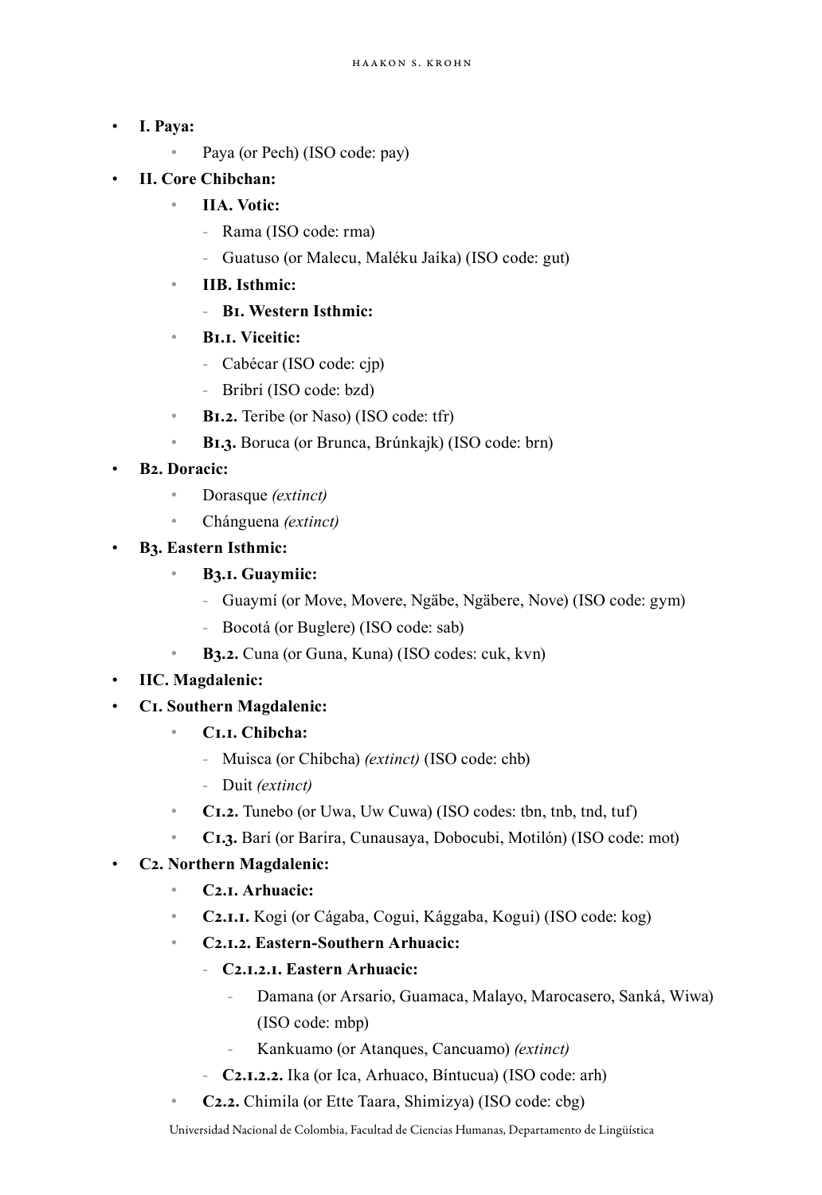- **I. Paya:**
    - Paya (or Pech) (ISO code: pay)
- **II. Core Chibchan:**
    - **IIA. Votic:**
        - Rama (ISO code: rma)
        - Guatuso (or Malecu, Maléku Jaíka) (ISO code: gut)
    - **IIB. Isthmic:**
        - **B1. Western Isthmic:**
    - **B1.1. Viceitic:**
        - Cabécar (ISO code: cjp)
        - Bribri (ISO code: bzd)
    - **B1.2.** Teribe (or Naso) (ISO code: tfr)
    - **B1.3.** Boruca (or Brunca, Brúnkajk) (ISO code: brn)
- **B2. Doracic:**
    - Dorasque *(extinct)*
    - Chánguena *(extinct)*
- **B3. Eastern Isthmic:**
    - **B3.1. Guaymiic:**
        - Guaymí (or Move, Movere, Ngäbe, Ngäbere, Nove) (ISO code: gym)
        - Bocotá (or Buglere) (ISO code: sab)
    - **B3.2.** Cuna (or Guna, Kuna) (ISO codes: cuk, kvn)
- **IIC. Magdalenic:**
- **C1. Southern Magdalenic:**
    - **C1.1. Chibcha:**
        - Muisca (or Chibcha) *(extinct)* (ISO code: chb)
        - Duit *(extinct)*
    - **C1.2.** Tunebo (or Uwa, Uw Cuwa) (ISO codes: tbn, tnb, tnd, tuf)
    - **C1.3.** Barí (or Barira, Cunausaya, Dobocubi, Motilón) (ISO code: mot)
- **C2. Northern Magdalenic:**
    - **C2.1. Arhuacic:**
    - **C2.1.1.** Kogi (or Cágaba, Cogui, Kággaba, Kogui) (ISO code: kog)
    - **C2.1.2. Eastern-Southern Arhuacic:**
        - **C2.1.2.1. Eastern Arhuacic:**
            - Damana (or Arsario, Guamaca, Malayo, Marocasero, Sanká, Wiwa) (ISO code: mbp)
            - Kankuamo (or Atanques, Cancuamo) *(extinct)*
        - **C2.1.2.2.** Ika (or Ica, Arhuaco, Bíntucua) (ISO code: arh)
    - **C2.2.** Chimila (or Ette Taara, Shimizya) (ISO code: cbg)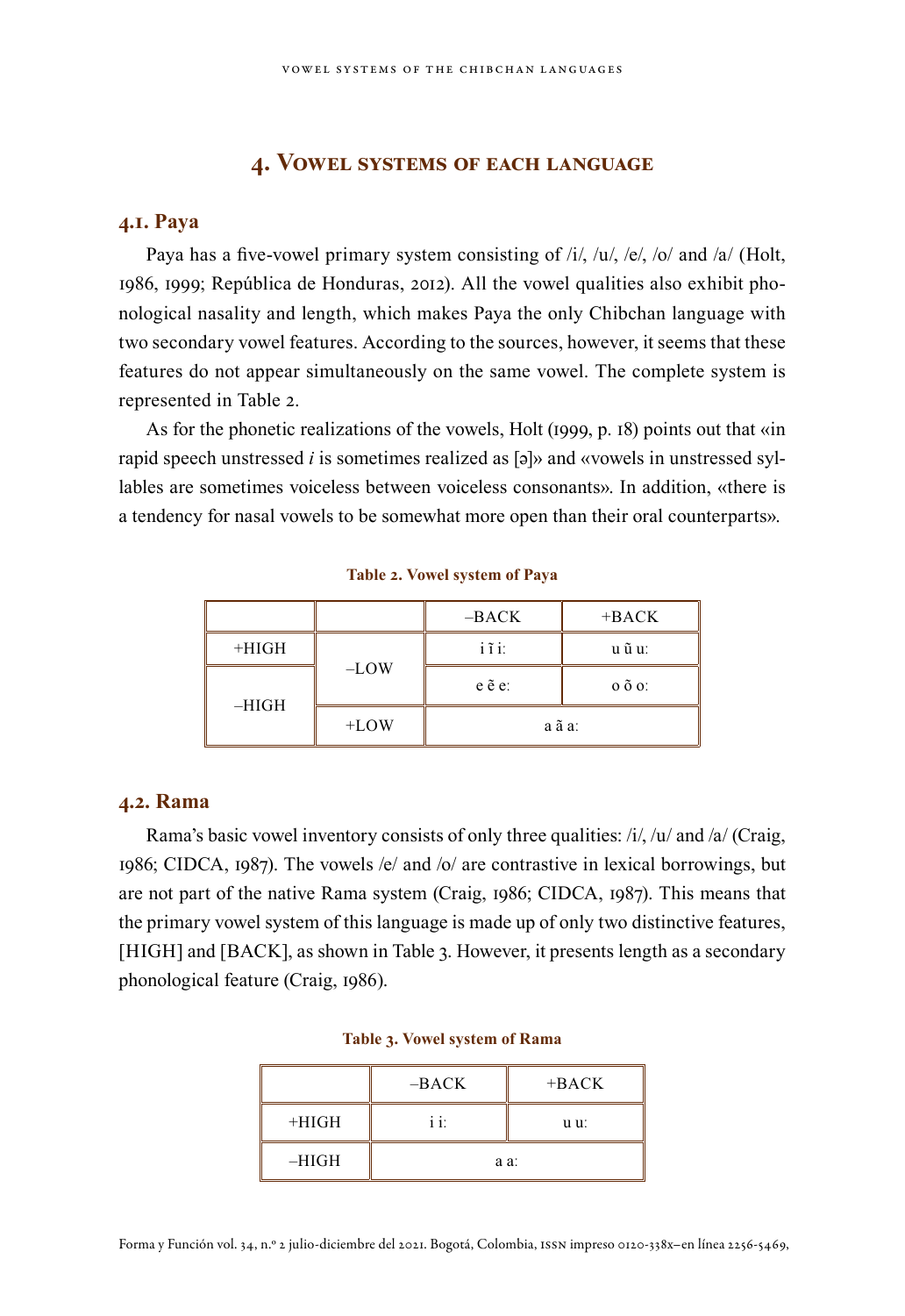# 4. Vowel systems of each language

## 4.1. Paya

Paya has a five-vowel primary system consisting of /i/, /u/, /e/, /o/ and /a/ (Holt, 1986, 1999; República de Honduras, 2012). All the vowel qualities also exhibit phonological nasality and length, which makes Paya the only Chibchan language with two secondary vowel features. According to the sources, however, it seems that these features do not appear simultaneously on the same vowel. The complete system is represented in Table 2.

As for the phonetic realizations of the vowels, Holt (1999, p. 18) points out that «in rapid speech unstressed *i* is sometimes realized as [ə]» and «vowels in unstressed syllables are sometimes voiceless between voiceless consonants». In addition, «there is a tendency for nasal vowels to be somewhat more open than their oral counterparts».

**Table 2. Vowel system of Paya**

| | | –BACK | +BACK |
|---|---|---|---|
| +HIGH | –LOW | i ĩ iː | u ũ uː |
| –HIGH | | e ẽ eː | o õ oː |
| | +LOW | a ã aː | |

## 4.2. Rama

Rama's basic vowel inventory consists of only three qualities: /i/, /u/ and /a/ (Craig, 1986; CIDCA, 1987). The vowels /e/ and /o/ are contrastive in lexical borrowings, but are not part of the native Rama system (Craig, 1986; CIDCA, 1987). This means that the primary vowel system of this language is made up of only two distinctive features, [HIGH] and [BACK], as shown in Table 3. However, it presents length as a secondary phonological feature (Craig, 1986).

**Table 3. Vowel system of Rama**

| | –BACK | +BACK |
|---|---|---|
| +HIGH | i iː | u uː |
| –HIGH | a aː | |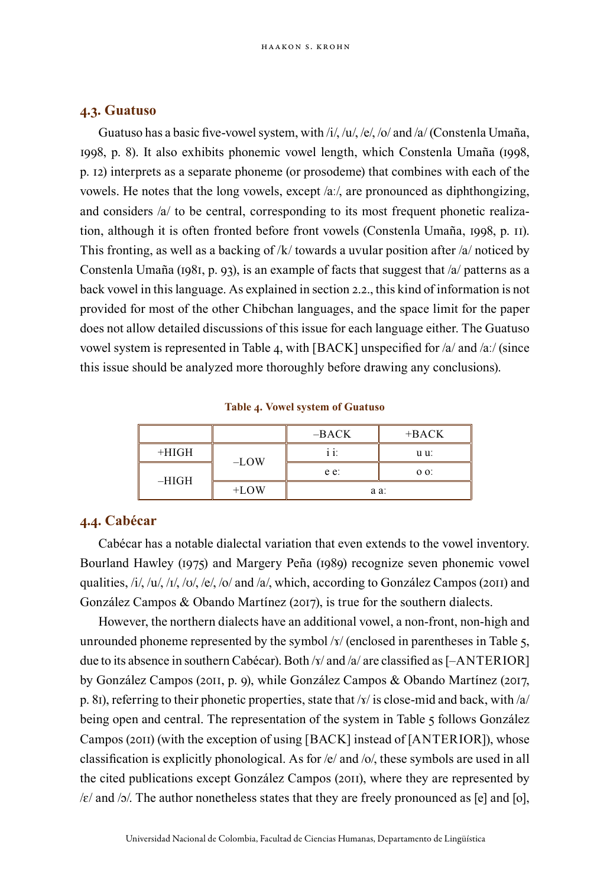## 4.3. Guatuso

Guatuso has a basic five-vowel system, with /i/, /u/, /e/, /o/ and /a/ (Constenla Umaña, 1998, p. 8). It also exhibits phonemic vowel length, which Constenla Umaña (1998, p. 12) interprets as a separate phoneme (or prosodeme) that combines with each of the vowels. He notes that the long vowels, except /aː/, are pronounced as diphthongizing, and considers /a/ to be central, corresponding to its most frequent phonetic realization, although it is often fronted before front vowels (Constenla Umaña, 1998, p. 11). This fronting, as well as a backing of /k/ towards a uvular position after /a/ noticed by Constenla Umaña (1981, p. 93), is an example of facts that suggest that /a/ patterns as a back vowel in this language. As explained in section 2.2., this kind of information is not provided for most of the other Chibchan languages, and the space limit for the paper does not allow detailed discussions of this issue for each language either. The Guatuso vowel system is represented in Table 4, with [BACK] unspecified for /a/ and /aː/ (since this issue should be analyzed more thoroughly before drawing any conclusions).

**Table 4. Vowel system of Guatuso**

| | | –BACK | +BACK |
|---|---|---|---|
| +HIGH | –LOW | i iː | u uː |
| –HIGH | –LOW | e eː | o oː |
| –HIGH | +LOW | a aː | |

## 4.4. Cabécar

Cabécar has a notable dialectal variation that even extends to the vowel inventory. Bourland Hawley (1975) and Margery Peña (1989) recognize seven phonemic vowel qualities, /i/, /u/, /ɪ/, /ʊ/, /e/, /o/ and /a/, which, according to González Campos (2011) and González Campos & Obando Martínez (2017), is true for the southern dialects.

However, the northern dialects have an additional vowel, a non-front, non-high and unrounded phoneme represented by the symbol /ɤ/ (enclosed in parentheses in Table 5, due to its absence in southern Cabécar). Both /ɤ/ and /a/ are classified as [–ANTERIOR] by González Campos (2011, p. 9), while González Campos & Obando Martínez (2017, p. 81), referring to their phonetic properties, state that /ɤ/ is close-mid and back, with /a/ being open and central. The representation of the system in Table 5 follows González Campos (2011) (with the exception of using [BACK] instead of [ANTERIOR]), whose classification is explicitly phonological. As for /e/ and /o/, these symbols are used in all the cited publications except González Campos (2011), where they are represented by /ɛ/ and /ɔ/. The author nonetheless states that they are freely pronounced as [e] and [o],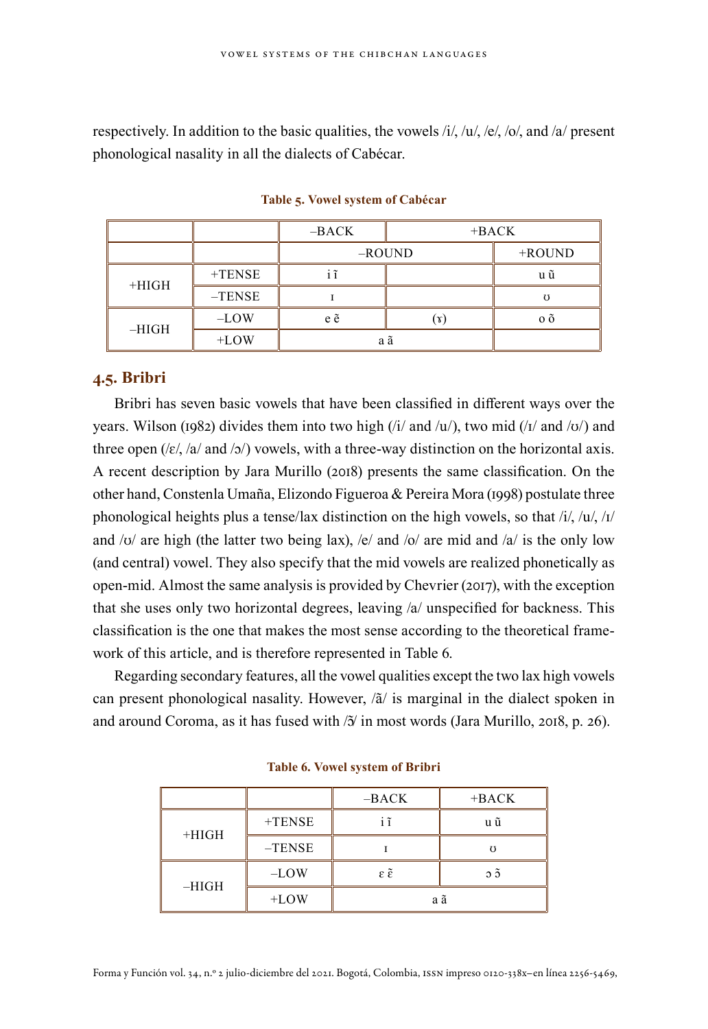respectively. In addition to the basic qualities, the vowels /i/, /u/, /e/, /o/, and /a/ present phonological nasality in all the dialects of Cabécar.

**Table 5. Vowel system of Cabécar**

| | | –BACK | +BACK | |
|---|---|---|---|---|
| | | –ROUND | | +ROUND |
| +HIGH | +TENSE | i ĩ | | u ũ |
| | –TENSE | ɪ | | ʊ |
| –HIGH | –LOW | e ẽ | (ɤ) | o õ |
| | +LOW | a ã | | |

## 4.5. Bribri

Bribri has seven basic vowels that have been classified in different ways over the years. Wilson (1982) divides them into two high (/i/ and /u/), two mid (/ɪ/ and /ʊ/) and three open (/ɛ/, /a/ and /ɔ/) vowels, with a three-way distinction on the horizontal axis. A recent description by Jara Murillo (2018) presents the same classification. On the other hand, Constenla Umaña, Elizondo Figueroa & Pereira Mora (1998) postulate three phonological heights plus a tense/lax distinction on the high vowels, so that /i/, /u/, /ɪ/ and /ʊ/ are high (the latter two being lax), /e/ and /o/ are mid and /a/ is the only low (and central) vowel. They also specify that the mid vowels are realized phonetically as open-mid. Almost the same analysis is provided by Chevrier (2017), with the exception that she uses only two horizontal degrees, leaving /a/ unspecified for backness. This classification is the one that makes the most sense according to the theoretical framework of this article, and is therefore represented in Table 6.

Regarding secondary features, all the vowel qualities except the two lax high vowels can present phonological nasality. However, /ã/ is marginal in the dialect spoken in and around Coroma, as it has fused with /ɔ̃/ in most words (Jara Murillo, 2018, p. 26).

**Table 6. Vowel system of Bribri**

| | | –BACK | +BACK |
|---|---|---|---|
| +HIGH | +TENSE | i ĩ | u ũ |
| | –TENSE | ɪ | ʊ |
| –HIGH | –LOW | ɛ ɛ̃ | ɔ ɔ̃ |
| | +LOW | a ã | |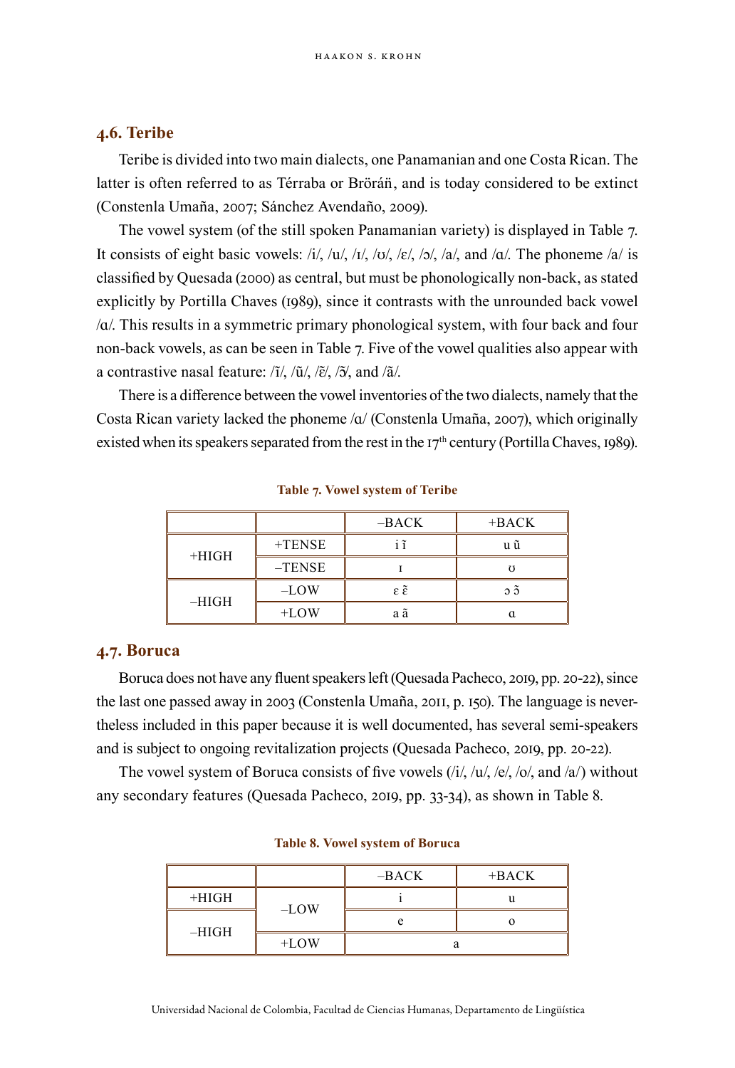## 4.6. Teribe

Teribe is divided into two main dialects, one Panamanian and one Costa Rican. The latter is often referred to as Térraba or Bröráñ, and is today considered to be extinct (Constenla Umaña, 2007; Sánchez Avendaño, 2009).

The vowel system (of the still spoken Panamanian variety) is displayed in Table 7. It consists of eight basic vowels: /i/, /u/, /ɪ/, /ʊ/, /ɛ/, /ɔ/, /a/, and /ɑ/. The phoneme /a/ is classified by Quesada (2000) as central, but must be phonologically non-back, as stated explicitly by Portilla Chaves (1989), since it contrasts with the unrounded back vowel /ɑ/. This results in a symmetric primary phonological system, with four back and four non-back vowels, as can be seen in Table 7. Five of the vowel qualities also appear with a contrastive nasal feature: /ĩ/, /ũ/, /ɛ̃/, /ɔ̃/, and /ã/.

There is a difference between the vowel inventories of the two dialects, namely that the Costa Rican variety lacked the phoneme /ɑ/ (Constenla Umaña, 2007), which originally existed when its speakers separated from the rest in the 17th century (Portilla Chaves, 1989).

**Table 7. Vowel system of Teribe**

| | | –BACK | +BACK |
|---|---|---|---|
| +HIGH | +TENSE | i ĩ | u ũ |
| | –TENSE | ɪ | ʊ |
| –HIGH | –LOW | ɛ ɛ̃ | ɔ ɔ̃ |
| | +LOW | a ã | ɑ |

## 4.7. Boruca

Boruca does not have any fluent speakers left (Quesada Pacheco, 2019, pp. 20-22), since the last one passed away in 2003 (Constenla Umaña, 2011, p. 150). The language is nevertheless included in this paper because it is well documented, has several semi-speakers and is subject to ongoing revitalization projects (Quesada Pacheco, 2019, pp. 20-22).

The vowel system of Boruca consists of five vowels (/i/, /u/, /e/, /o/, and /a/) without any secondary features (Quesada Pacheco, 2019, pp. 33-34), as shown in Table 8.

**Table 8. Vowel system of Boruca**

| | | –BACK | +BACK |
|---|---|---|---|
| +HIGH | –LOW | i | u |
| –HIGH | | e | o |
| | +LOW | a | |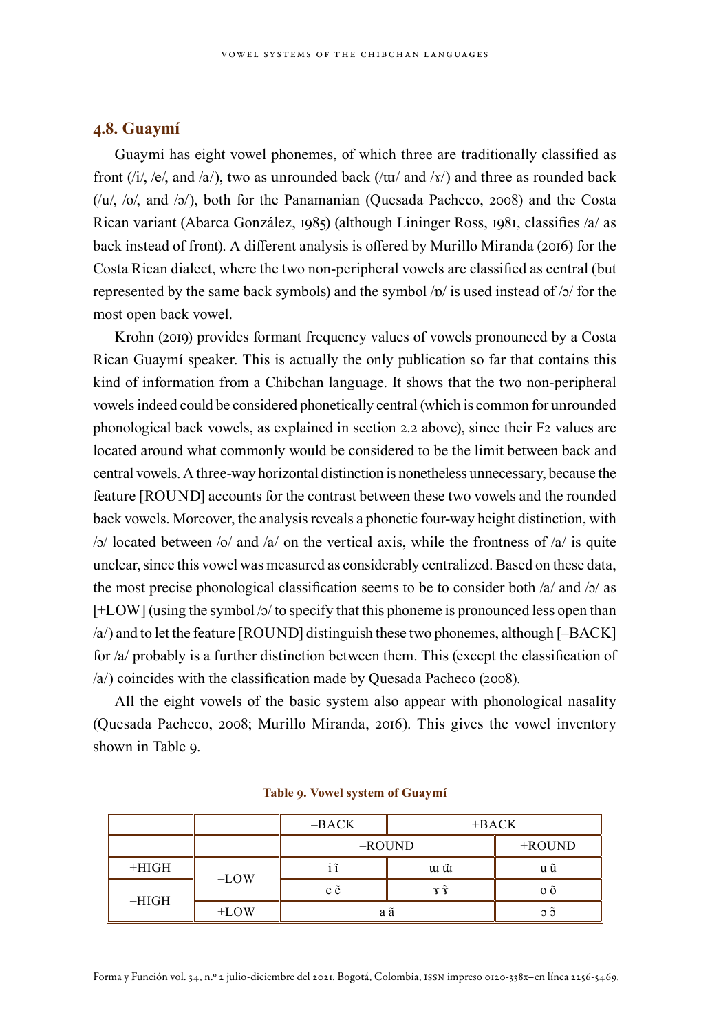## 4.8. Guaymí

Guaymí has eight vowel phonemes, of which three are traditionally classified as front (/i/, /e/, and /a/), two as unrounded back (/ɯ/ and /ɤ/) and three as rounded back (/u/, /o/, and /ɔ/), both for the Panamanian (Quesada Pacheco, 2008) and the Costa Rican variant (Abarca González, 1985) (although Lininger Ross, 1981, classifies /a/ as back instead of front). A different analysis is offered by Murillo Miranda (2016) for the Costa Rican dialect, where the two non-peripheral vowels are classified as central (but represented by the same back symbols) and the symbol /ɒ/ is used instead of /ɔ/ for the most open back vowel.

Krohn (2019) provides formant frequency values of vowels pronounced by a Costa Rican Guaymí speaker. This is actually the only publication so far that contains this kind of information from a Chibchan language. It shows that the two non-peripheral vowels indeed could be considered phonetically central (which is common for unrounded phonological back vowels, as explained in section 2.2 above), since their F2 values are located around what commonly would be considered to be the limit between back and central vowels. A three-way horizontal distinction is nonetheless unnecessary, because the feature [ROUND] accounts for the contrast between these two vowels and the rounded back vowels. Moreover, the analysis reveals a phonetic four-way height distinction, with /ɔ/ located between /o/ and /a/ on the vertical axis, while the frontness of /a/ is quite unclear, since this vowel was measured as considerably centralized. Based on these data, the most precise phonological classification seems to be to consider both /a/ and /ɔ/ as [+LOW] (using the symbol /ɔ/ to specify that this phoneme is pronounced less open than /a/) and to let the feature [ROUND] distinguish these two phonemes, although [–BACK] for /a/ probably is a further distinction between them. This (except the classification of /a/) coincides with the classification made by Quesada Pacheco (2008).

All the eight vowels of the basic system also appear with phonological nasality (Quesada Pacheco, 2008; Murillo Miranda, 2016). This gives the vowel inventory shown in Table 9.

**Table 9. Vowel system of Guaymí**

| | | –BACK | +BACK | |
|---|---|---|---|---|
| | | –ROUND | | +ROUND |
| +HIGH | –LOW | i ĩ | ɯ ɯ̃ | u ũ |
| –HIGH | | e ẽ | ɤ ɤ̃ | o õ |
| | +LOW | a ã | | ɔ ɔ̃ |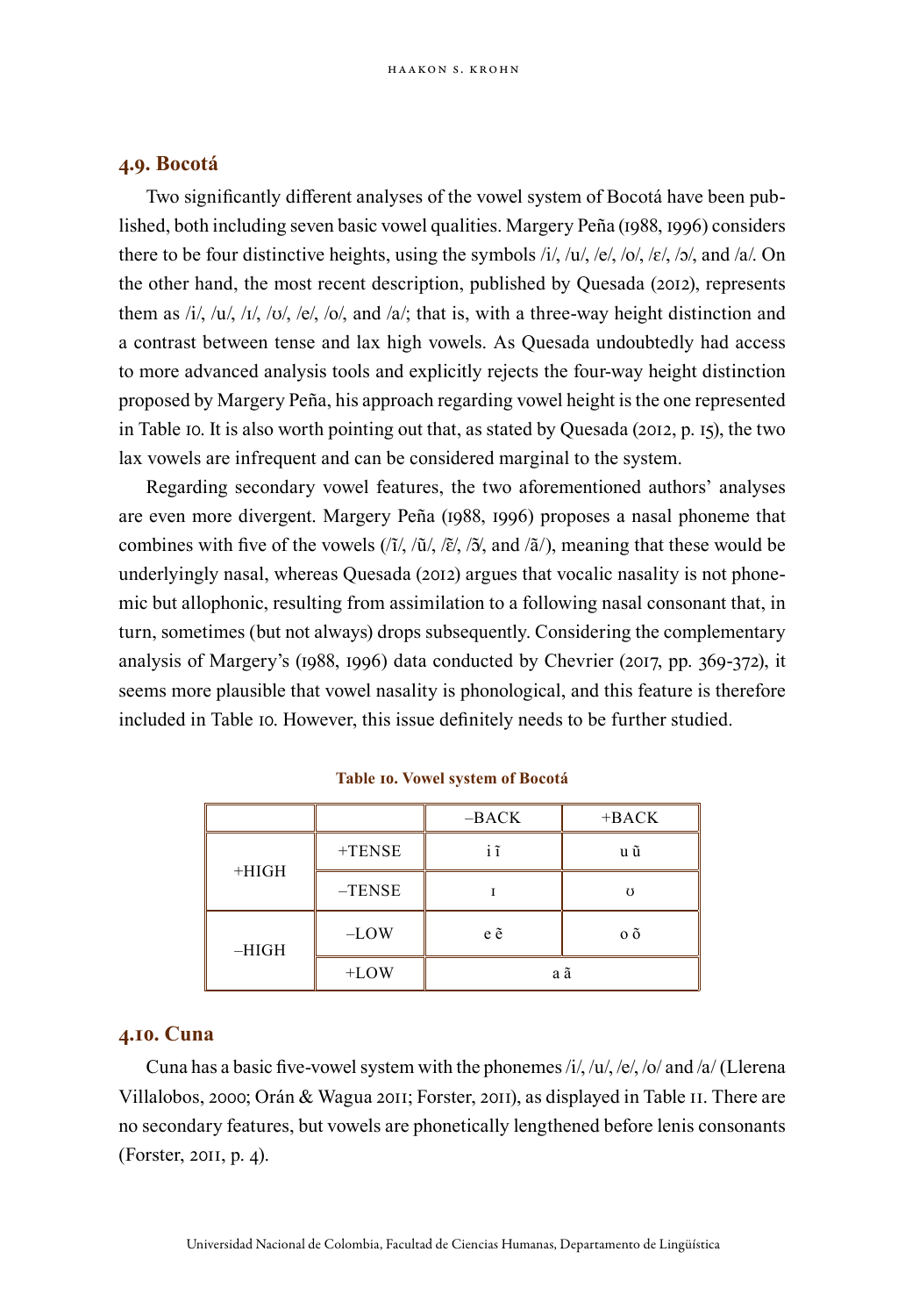## 4.9. Bocotá

Two significantly different analyses of the vowel system of Bocotá have been published, both including seven basic vowel qualities. Margery Peña (1988, 1996) considers there to be four distinctive heights, using the symbols /i/, /u/, /e/, /o/, /ɛ/, /ɔ/, and /a/. On the other hand, the most recent description, published by Quesada (2012), represents them as /i/, /u/, /ɪ/, /ʊ/, /e/, /o/, and /a/; that is, with a three-way height distinction and a contrast between tense and lax high vowels. As Quesada undoubtedly had access to more advanced analysis tools and explicitly rejects the four-way height distinction proposed by Margery Peña, his approach regarding vowel height is the one represented in Table 10. It is also worth pointing out that, as stated by Quesada (2012, p. 15), the two lax vowels are infrequent and can be considered marginal to the system.

Regarding secondary vowel features, the two aforementioned authors' analyses are even more divergent. Margery Peña (1988, 1996) proposes a nasal phoneme that combines with five of the vowels (/ĩ/, /ũ/, /ɛ̃/, /ɔ̃/, and /ã/), meaning that these would be underlyingly nasal, whereas Quesada (2012) argues that vocalic nasality is not phonemic but allophonic, resulting from assimilation to a following nasal consonant that, in turn, sometimes (but not always) drops subsequently. Considering the complementary analysis of Margery's (1988, 1996) data conducted by Chevrier (2017, pp. 369-372), it seems more plausible that vowel nasality is phonological, and this feature is therefore included in Table 10. However, this issue definitely needs to be further studied.

**Table 10. Vowel system of Bocotá**

| | | –BACK | +BACK |
|---|---|---|---|
| +HIGH | +TENSE | i ĩ | u ũ |
| | –TENSE | ɪ | ʊ |
| –HIGH | –LOW | e ẽ | o õ |
| | +LOW | a ã | |

## 4.10. Cuna

Cuna has a basic five-vowel system with the phonemes /i/, /u/, /e/, /o/ and /a/ (Llerena Villalobos, 2000; Orán & Wagua 2011; Forster, 2011), as displayed in Table 11. There are no secondary features, but vowels are phonetically lengthened before lenis consonants (Forster, 2011, p. 4).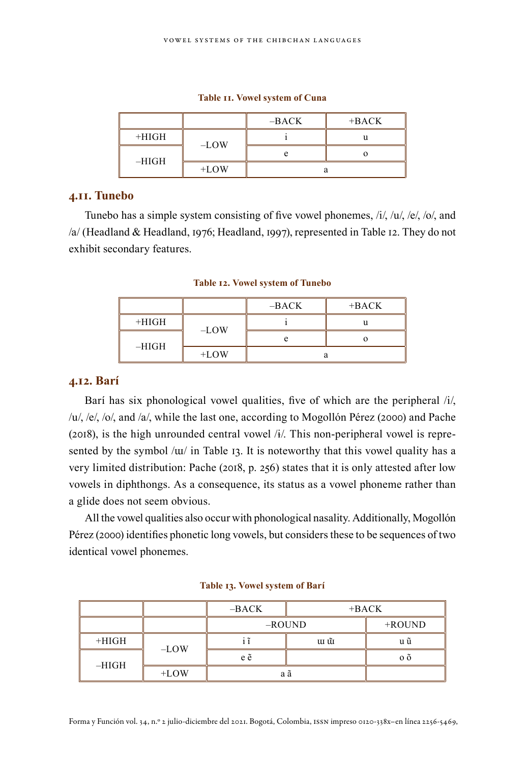**Table 11. Vowel system of Cuna**

| | | –BACK | +BACK |
|---|---|---|---|
| +HIGH | –LOW | i | u |
| –HIGH | | e | o |
| | +LOW | a | |

## 4.11. Tunebo

Tunebo has a simple system consisting of five vowel phonemes, /i/, /u/, /e/, /o/, and /a/ (Headland & Headland, 1976; Headland, 1997), represented in Table 12. They do not exhibit secondary features.

**Table 12. Vowel system of Tunebo**

| | | –BACK | +BACK |
|---|---|---|---|
| +HIGH | –LOW | i | u |
| –HIGH | | e | o |
| | +LOW | a | |

## 4.12. Barí

Barí has six phonological vowel qualities, five of which are the peripheral /i/, /u/, /e/, /o/, and /a/, while the last one, according to Mogollón Pérez (2000) and Pache (2018), is the high unrounded central vowel /ɨ/. This non-peripheral vowel is represented by the symbol /ɯ/ in Table 13. It is noteworthy that this vowel quality has a very limited distribution: Pache (2018, p. 256) states that it is only attested after low vowels in diphthongs. As a consequence, its status as a vowel phoneme rather than a glide does not seem obvious.

All the vowel qualities also occur with phonological nasality. Additionally, Mogollón Pérez (2000) identifies phonetic long vowels, but considers these to be sequences of two identical vowel phonemes.

**Table 13. Vowel system of Barí**

| | | –BACK | +BACK | |
|---|---|---|---|---|
| | | –ROUND | | +ROUND |
| +HIGH | –LOW | i ĩ | ɯ ɯ̃ | u ũ |
| –HIGH | | e ẽ | | o õ |
| | +LOW | a ã | | |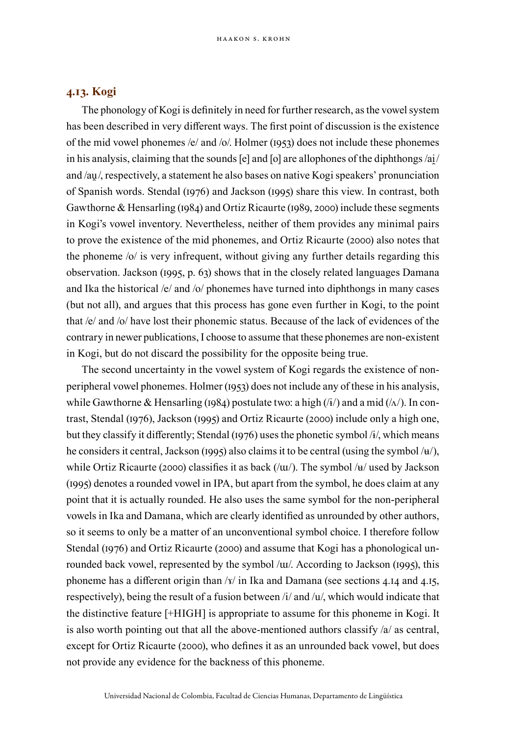## 4.13. Kogi

The phonology of Kogi is definitely in need for further research, as the vowel system has been described in very different ways. The first point of discussion is the existence of the mid vowel phonemes /e/ and /o/. Holmer (1953) does not include these phonemes in his analysis, claiming that the sounds [e] and [o] are allophones of the diphthongs /ai̯/ and /au̯/, respectively, a statement he also bases on native Kogi speakers' pronunciation of Spanish words. Stendal (1976) and Jackson (1995) share this view. In contrast, both Gawthorne & Hensarling (1984) and Ortiz Ricaurte (1989, 2000) include these segments in Kogi's vowel inventory. Nevertheless, neither of them provides any minimal pairs to prove the existence of the mid phonemes, and Ortiz Ricaurte (2000) also notes that the phoneme /o/ is very infrequent, without giving any further details regarding this observation. Jackson (1995, p. 63) shows that in the closely related languages Damana and Ika the historical /e/ and /o/ phonemes have turned into diphthongs in many cases (but not all), and argues that this process has gone even further in Kogi, to the point that /e/ and /o/ have lost their phonemic status. Because of the lack of evidences of the contrary in newer publications, I choose to assume that these phonemes are non-existent in Kogi, but do not discard the possibility for the opposite being true.

The second uncertainty in the vowel system of Kogi regards the existence of non-peripheral vowel phonemes. Holmer (1953) does not include any of these in his analysis, while Gawthorne & Hensarling (1984) postulate two: a high (/ɨ/) and a mid (/ʌ/). In contrast, Stendal (1976), Jackson (1995) and Ortiz Ricaurte (2000) include only a high one, but they classify it differently; Stendal (1976) uses the phonetic symbol /ɨ/, which means he considers it central, Jackson (1995) also claims it to be central (using the symbol /ʉ/), while Ortiz Ricaurte (2000) classifies it as back (/ɯ/). The symbol /ʉ/ used by Jackson (1995) denotes a rounded vowel in IPA, but apart from the symbol, he does claim at any point that it is actually rounded. He also uses the same symbol for the non-peripheral vowels in Ika and Damana, which are clearly identified as unrounded by other authors, so it seems to only be a matter of an unconventional symbol choice. I therefore follow Stendal (1976) and Ortiz Ricaurte (2000) and assume that Kogi has a phonological unrounded back vowel, represented by the symbol /ɯ/. According to Jackson (1995), this phoneme has a different origin than /ɤ/ in Ika and Damana (see sections 4.14 and 4.15, respectively), being the result of a fusion between /i/ and /u/, which would indicate that the distinctive feature [+HIGH] is appropriate to assume for this phoneme in Kogi. It is also worth pointing out that all the above-mentioned authors classify /a/ as central, except for Ortiz Ricaurte (2000), who defines it as an unrounded back vowel, but does not provide any evidence for the backness of this phoneme.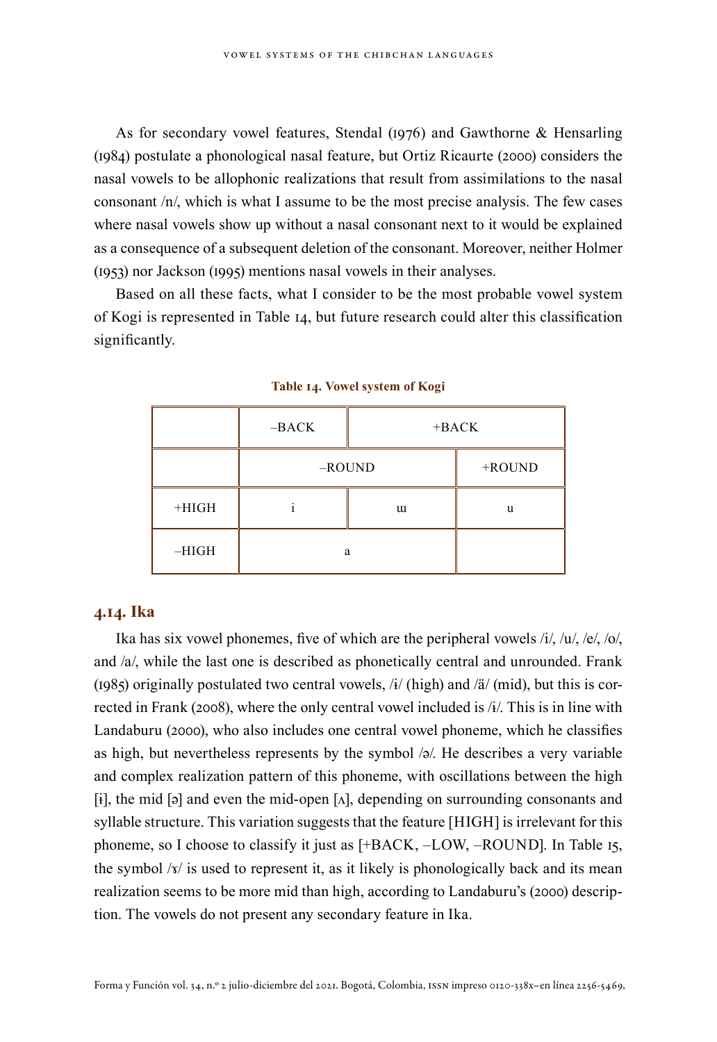As for secondary vowel features, Stendal (1976) and Gawthorne & Hensarling (1984) postulate a phonological nasal feature, but Ortiz Ricaurte (2000) considers the nasal vowels to be allophonic realizations that result from assimilations to the nasal consonant /n/, which is what I assume to be the most precise analysis. The few cases where nasal vowels show up without a nasal consonant next to it would be explained as a consequence of a subsequent deletion of the consonant. Moreover, neither Holmer (1953) nor Jackson (1995) mentions nasal vowels in their analyses.

Based on all these facts, what I consider to be the most probable vowel system of Kogi is represented in Table 14, but future research could alter this classification significantly.

**Table 14. Vowel system of Kogi**

| | –BACK | +BACK | |
|---|---|---|---|
| | –ROUND | | +ROUND |
| +HIGH | i | ɯ | u |
| –HIGH | a | | |

## 4.14. Ika

Ika has six vowel phonemes, five of which are the peripheral vowels /i/, /u/, /e/, /o/, and /a/, while the last one is described as phonetically central and unrounded. Frank (1985) originally postulated two central vowels, /ɨ/ (high) and /ä/ (mid), but this is corrected in Frank (2008), where the only central vowel included is /ɨ/. This is in line with Landaburu (2000), who also includes one central vowel phoneme, which he classifies as high, but nevertheless represents by the symbol /ə/. He describes a very variable and complex realization pattern of this phoneme, with oscillations between the high [ɨ], the mid [ə] and even the mid-open [ʌ], depending on surrounding consonants and syllable structure. This variation suggests that the feature [HIGH] is irrelevant for this phoneme, so I choose to classify it just as [+BACK, –LOW, –ROUND]. In Table 15, the symbol /ɤ/ is used to represent it, as it likely is phonologically back and its mean realization seems to be more mid than high, according to Landaburu's (2000) description. The vowels do not present any secondary feature in Ika.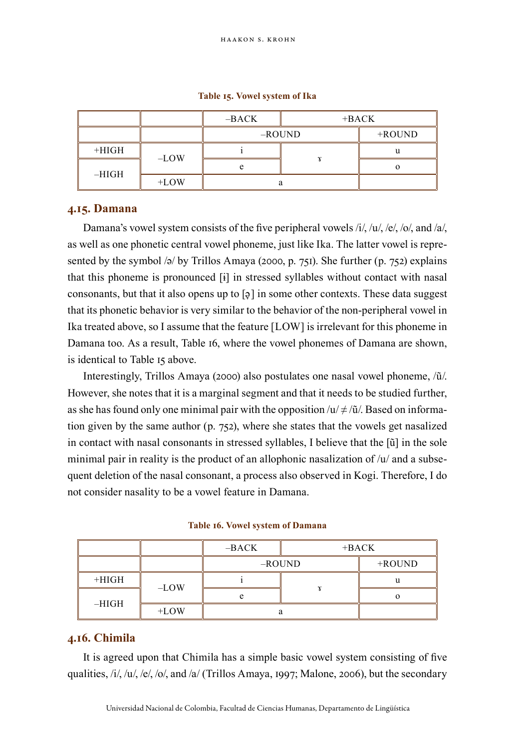**Table 15. Vowel system of Ika**

| | | –BACK | +BACK | |
|---|---|---|---|---|
| | | –ROUND | | +ROUND |
| +HIGH | –LOW | i | ɤ | u |
| –HIGH | | e | | o |
| | +LOW | a | | |

## 4.15. Damana

Damana's vowel system consists of the five peripheral vowels /i/, /u/, /e/, /o/, and /a/, as well as one phonetic central vowel phoneme, just like Ika. The latter vowel is represented by the symbol /ə/ by Trillos Amaya (2000, p. 751). She further (p. 752) explains that this phoneme is pronounced [ɨ] in stressed syllables without contact with nasal consonants, but that it also opens up to [ə̹] in some other contexts. These data suggest that its phonetic behavior is very similar to the behavior of the non-peripheral vowel in Ika treated above, so I assume that the feature [LOW] is irrelevant for this phoneme in Damana too. As a result, Table 16, where the vowel phonemes of Damana are shown, is identical to Table 15 above.

Interestingly, Trillos Amaya (2000) also postulates one nasal vowel phoneme, /ũ/. However, she notes that it is a marginal segment and that it needs to be studied further, as she has found only one minimal pair with the opposition /u/ ≠ /ũ/. Based on information given by the same author (p. 752), where she states that the vowels get nasalized in contact with nasal consonants in stressed syllables, I believe that the [ũ] in the sole minimal pair in reality is the product of an allophonic nasalization of /u/ and a subsequent deletion of the nasal consonant, a process also observed in Kogi. Therefore, I do not consider nasality to be a vowel feature in Damana.

**Table 16. Vowel system of Damana**

| | | –BACK | +BACK | |
|---|---|---|---|---|
| | | –ROUND | | +ROUND |
| +HIGH | –LOW | i | ɤ | u |
| –HIGH | | e | | o |
| | +LOW | a | | |

## 4.16. Chimila

It is agreed upon that Chimila has a simple basic vowel system consisting of five qualities, /i/, /u/, /e/, /o/, and /a/ (Trillos Amaya, 1997; Malone, 2006), but the secondary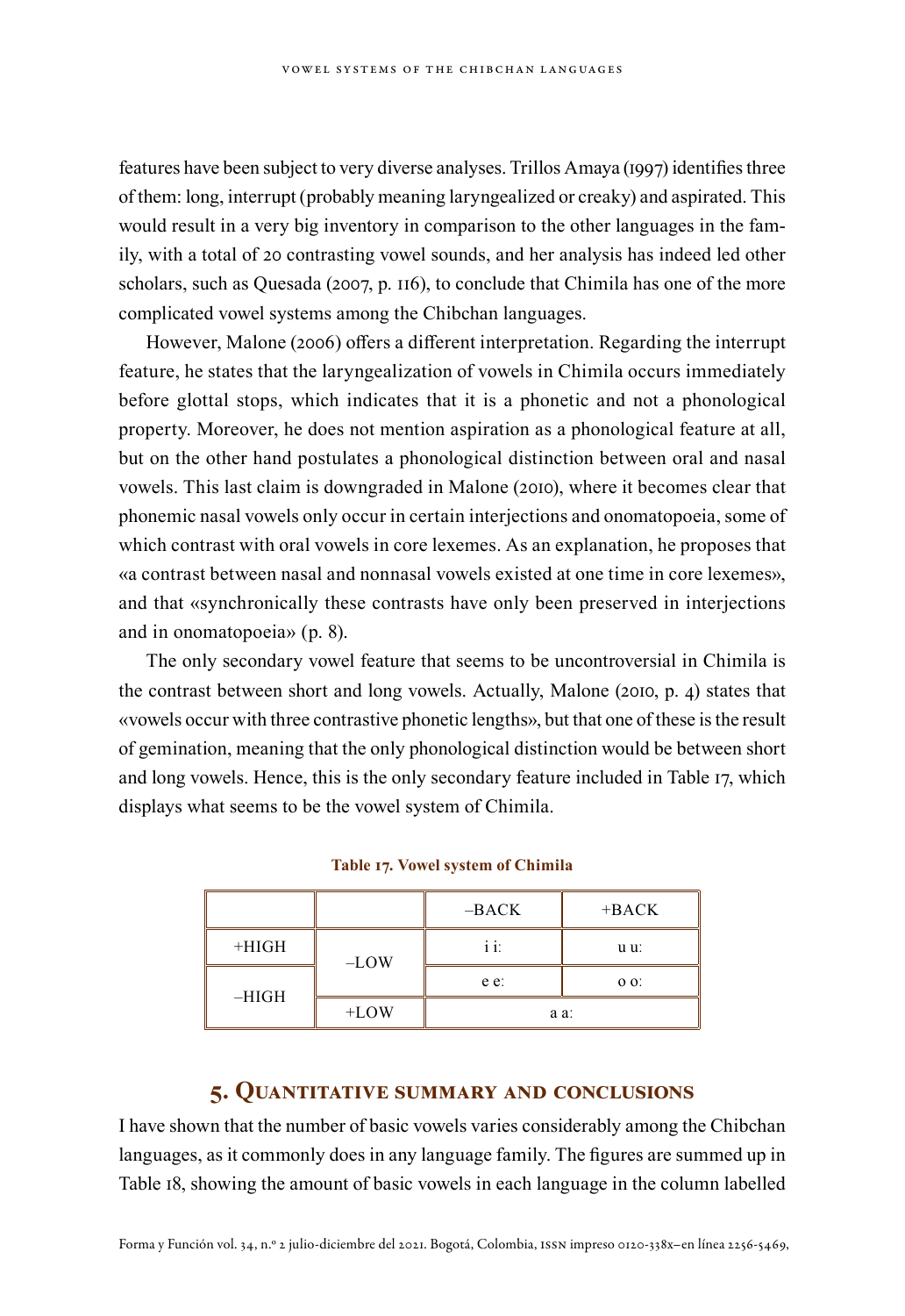features have been subject to very diverse analyses. Trillos Amaya (1997) identifies three of them: long, interrupt (probably meaning laryngealized or creaky) and aspirated. This would result in a very big inventory in comparison to the other languages in the family, with a total of 20 contrasting vowel sounds, and her analysis has indeed led other scholars, such as Quesada (2007, p. 116), to conclude that Chimila has one of the more complicated vowel systems among the Chibchan languages.

However, Malone (2006) offers a different interpretation. Regarding the interrupt feature, he states that the laryngealization of vowels in Chimila occurs immediately before glottal stops, which indicates that it is a phonetic and not a phonological property. Moreover, he does not mention aspiration as a phonological feature at all, but on the other hand postulates a phonological distinction between oral and nasal vowels. This last claim is downgraded in Malone (2010), where it becomes clear that phonemic nasal vowels only occur in certain interjections and onomatopoeia, some of which contrast with oral vowels in core lexemes. As an explanation, he proposes that «a contrast between nasal and nonnasal vowels existed at one time in core lexemes», and that «synchronically these contrasts have only been preserved in interjections and in onomatopoeia» (p. 8).

The only secondary vowel feature that seems to be uncontroversial in Chimila is the contrast between short and long vowels. Actually, Malone (2010, p. 4) states that «vowels occur with three contrastive phonetic lengths», but that one of these is the result of gemination, meaning that the only phonological distinction would be between short and long vowels. Hence, this is the only secondary feature included in Table 17, which displays what seems to be the vowel system of Chimila.

**Table 17. Vowel system of Chimila**

| | | –BACK | +BACK |
|---|---|---|---|
| +HIGH | –LOW | i iː | u uː |
| –HIGH | | e eː | o oː |
| | +LOW | a aː | |

## 5. Quantitative summary and conclusions

I have shown that the number of basic vowels varies considerably among the Chibchan languages, as it commonly does in any language family. The figures are summed up in Table 18, showing the amount of basic vowels in each language in the column labelled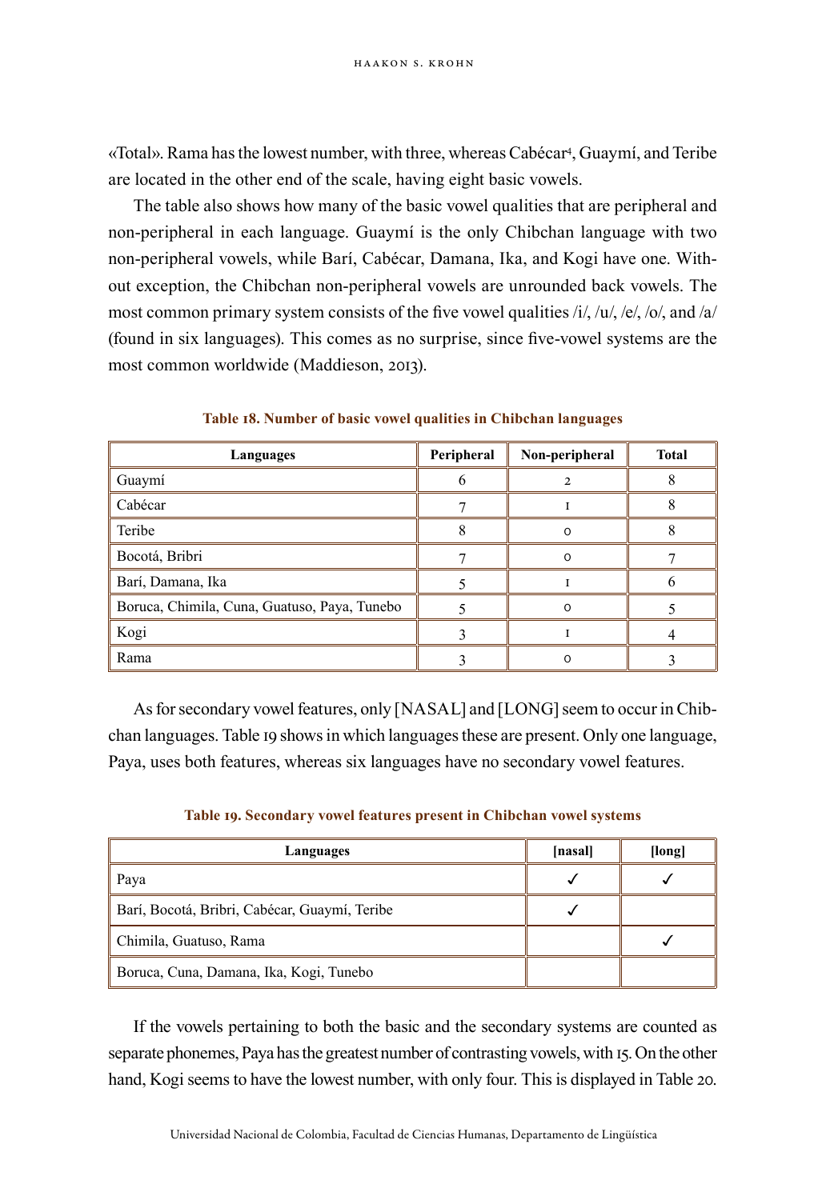«Total». Rama has the lowest number, with three, whereas Cabécar[4], Guaymí, and Teribe are located in the other end of the scale, having eight basic vowels.

The table also shows how many of the basic vowel qualities that are peripheral and non-peripheral in each language. Guaymí is the only Chibchan language with two non-peripheral vowels, while Barí, Cabécar, Damana, Ika, and Kogi have one. Without exception, the Chibchan non-peripheral vowels are unrounded back vowels. The most common primary system consists of the five vowel qualities /i/, /u/, /e/, /o/, and /a/ (found in six languages). This comes as no surprise, since five-vowel systems are the most common worldwide (Maddieson, 2013).

**Table 18. Number of basic vowel qualities in Chibchan languages**

| Languages | Peripheral | Non-peripheral | Total |
|---|---|---|---|
| Guaymí | 6 | 2 | 8 |
| Cabécar | 7 | 1 | 8 |
| Teribe | 8 | 0 | 8 |
| Bocotá, Bribri | 7 | 0 | 7 |
| Barí, Damana, Ika | 5 | 1 | 6 |
| Boruca, Chimila, Cuna, Guatuso, Paya, Tunebo | 5 | 0 | 5 |
| Kogi | 3 | 1 | 4 |
| Rama | 3 | 0 | 3 |

As for secondary vowel features, only [NASAL] and [LONG] seem to occur in Chibchan languages. Table 19 shows in which languages these are present. Only one language, Paya, uses both features, whereas six languages have no secondary vowel features.

**Table 19. Secondary vowel features present in Chibchan vowel systems**

| Languages | [nasal] | [long] |
|---|---|---|
| Paya | ✓ | ✓ |
| Barí, Bocotá, Bribri, Cabécar, Guaymí, Teribe | ✓ | |
| Chimila, Guatuso, Rama | | ✓ |
| Boruca, Cuna, Damana, Ika, Kogi, Tunebo | | |

If the vowels pertaining to both the basic and the secondary systems are counted as separate phonemes, Paya has the greatest number of contrasting vowels, with 15. On the other hand, Kogi seems to have the lowest number, with only four. This is displayed in Table 20.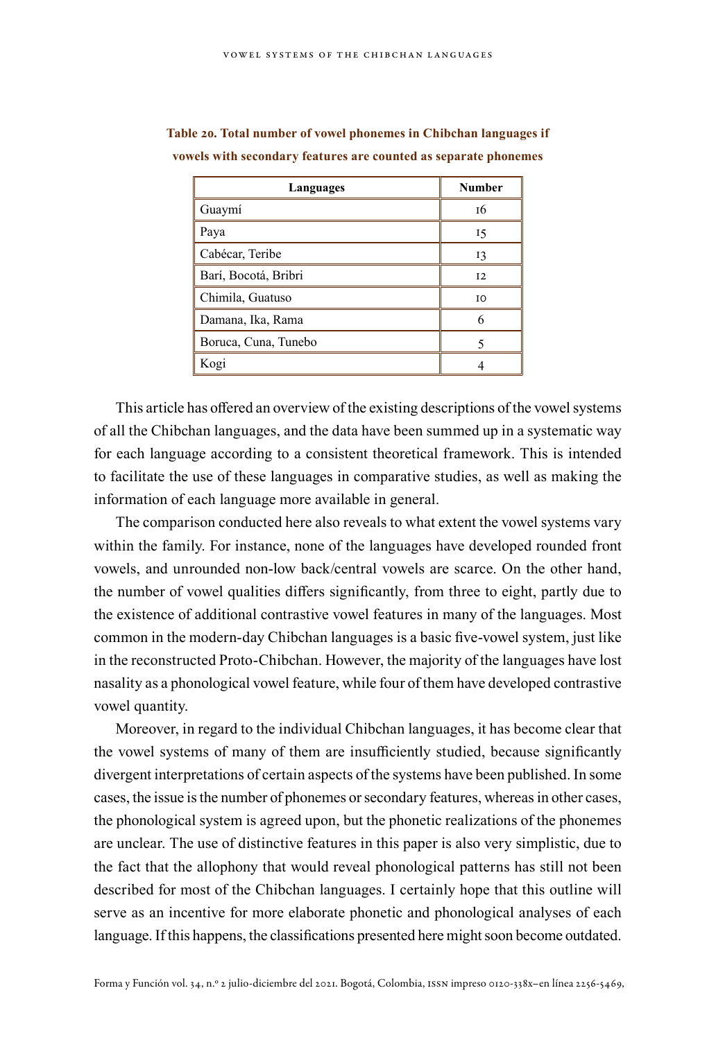**Table 20. Total number of vowel phonemes in Chibchan languages if vowels with secondary features are counted as separate phonemes**

| Languages | Number |
|---|---|
| Guaymí | 16 |
| Paya | 15 |
| Cabécar, Teribe | 13 |
| Barí, Bocotá, Bribri | 12 |
| Chimila, Guatuso | 10 |
| Damana, Ika, Rama | 6 |
| Boruca, Cuna, Tunebo | 5 |
| Kogi | 4 |

This article has offered an overview of the existing descriptions of the vowel systems of all the Chibchan languages, and the data have been summed up in a systematic way for each language according to a consistent theoretical framework. This is intended to facilitate the use of these languages in comparative studies, as well as making the information of each language more available in general.

The comparison conducted here also reveals to what extent the vowel systems vary within the family. For instance, none of the languages have developed rounded front vowels, and unrounded non-low back/central vowels are scarce. On the other hand, the number of vowel qualities differs significantly, from three to eight, partly due to the existence of additional contrastive vowel features in many of the languages. Most common in the modern-day Chibchan languages is a basic five-vowel system, just like in the reconstructed Proto-Chibchan. However, the majority of the languages have lost nasality as a phonological vowel feature, while four of them have developed contrastive vowel quantity.

Moreover, in regard to the individual Chibchan languages, it has become clear that the vowel systems of many of them are insufficiently studied, because significantly divergent interpretations of certain aspects of the systems have been published. In some cases, the issue is the number of phonemes or secondary features, whereas in other cases, the phonological system is agreed upon, but the phonetic realizations of the phonemes are unclear. The use of distinctive features in this paper is also very simplistic, due to the fact that the allophony that would reveal phonological patterns has still not been described for most of the Chibchan languages. I certainly hope that this outline will serve as an incentive for more elaborate phonetic and phonological analyses of each language. If this happens, the classifications presented here might soon become outdated.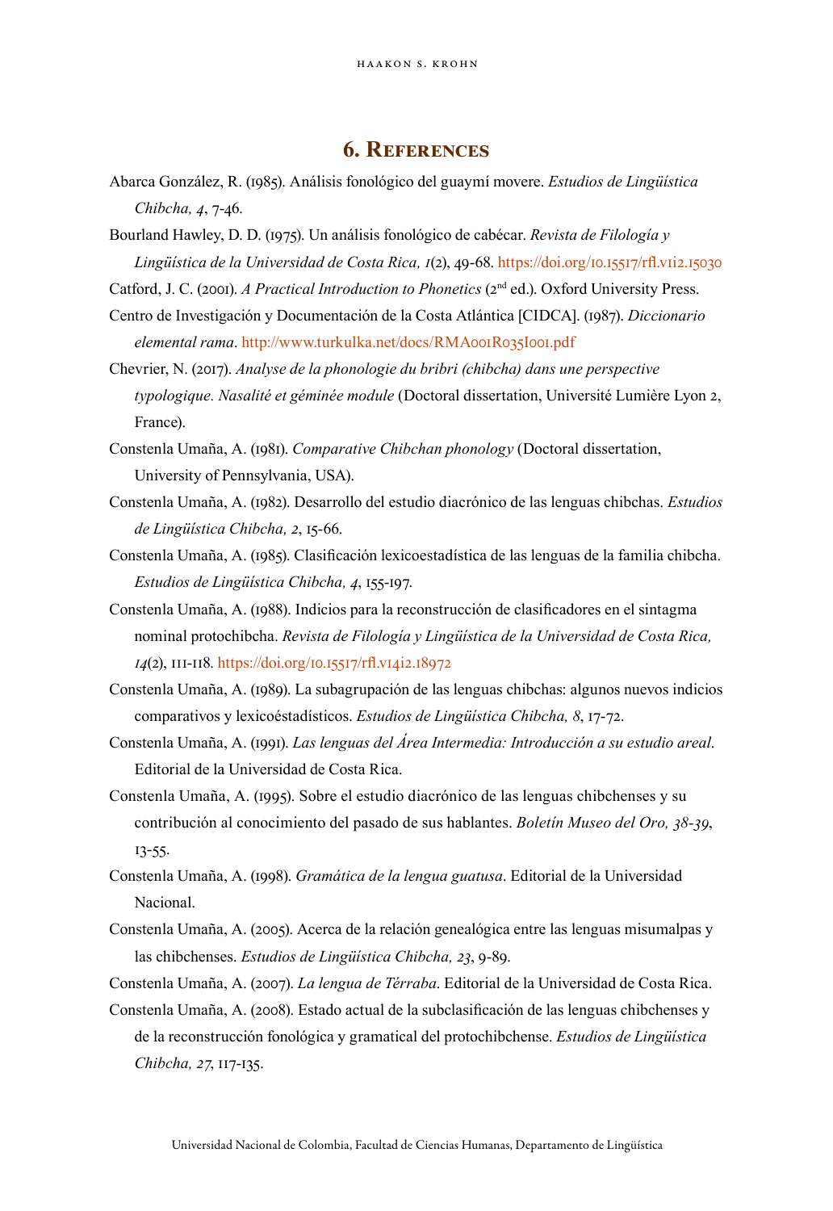## 6. References

Abarca González, R. (1985). Análisis fonológico del guaymí movere. *Estudios de Lingüística Chibcha, 4*, 7-46.

Bourland Hawley, D. D. (1975). Un análisis fonológico de cabécar. *Revista de Filología y Lingüística de la Universidad de Costa Rica, 1*(2), 49-68. https://doi.org/10.15517/rfl.v1i2.15030

Catford, J. C. (2001). *A Practical Introduction to Phonetics* (2nd ed.). Oxford University Press.

Centro de Investigación y Documentación de la Costa Atlántica [CIDCA]. (1987). *Diccionario elemental rama*. http://www.turkulka.net/docs/RMA001R035I001.pdf

Chevrier, N. (2017). *Analyse de la phonologie du bribri (chibcha) dans une perspective typologique. Nasalité et géminée module* (Doctoral dissertation, Université Lumière Lyon 2, France).

Constenla Umaña, A. (1981). *Comparative Chibchan phonology* (Doctoral dissertation, University of Pennsylvania, USA).

Constenla Umaña, A. (1982). Desarrollo del estudio diacrónico de las lenguas chibchas. *Estudios de Lingüística Chibcha, 2*, 15-66.

Constenla Umaña, A. (1985). Clasificación lexicoestadística de las lenguas de la familia chibcha. *Estudios de Lingüística Chibcha, 4*, 155-197.

Constenla Umaña, A. (1988). Indicios para la reconstrucción de clasificadores en el sintagma nominal protochibcha. *Revista de Filología y Lingüística de la Universidad de Costa Rica, 14*(2), 111-118. https://doi.org/10.15517/rfl.v14i2.18972

Constenla Umaña, A. (1989). La subagrupación de las lenguas chibchas: algunos nuevos indicios comparativos y lexicoéstadísticos. *Estudios de Lingüística Chibcha, 8*, 17-72.

Constenla Umaña, A. (1991). *Las lenguas del Área Intermedia: Introducción a su estudio areal*. Editorial de la Universidad de Costa Rica.

Constenla Umaña, A. (1995). Sobre el estudio diacrónico de las lenguas chibchenses y su contribución al conocimiento del pasado de sus hablantes. *Boletín Museo del Oro, 38-39*, 13-55.

Constenla Umaña, A. (1998). *Gramática de la lengua guatusa*. Editorial de la Universidad Nacional.

Constenla Umaña, A. (2005). Acerca de la relación genealógica entre las lenguas misumalpas y las chibchenses. *Estudios de Lingüística Chibcha, 23*, 9-89.

Constenla Umaña, A. (2007). *La lengua de Térraba*. Editorial de la Universidad de Costa Rica.

Constenla Umaña, A. (2008). Estado actual de la subclasificación de las lenguas chibchenses y de la reconstrucción fonológica y gramatical del protochibchense. *Estudios de Lingüística Chibcha, 27*, 117-135.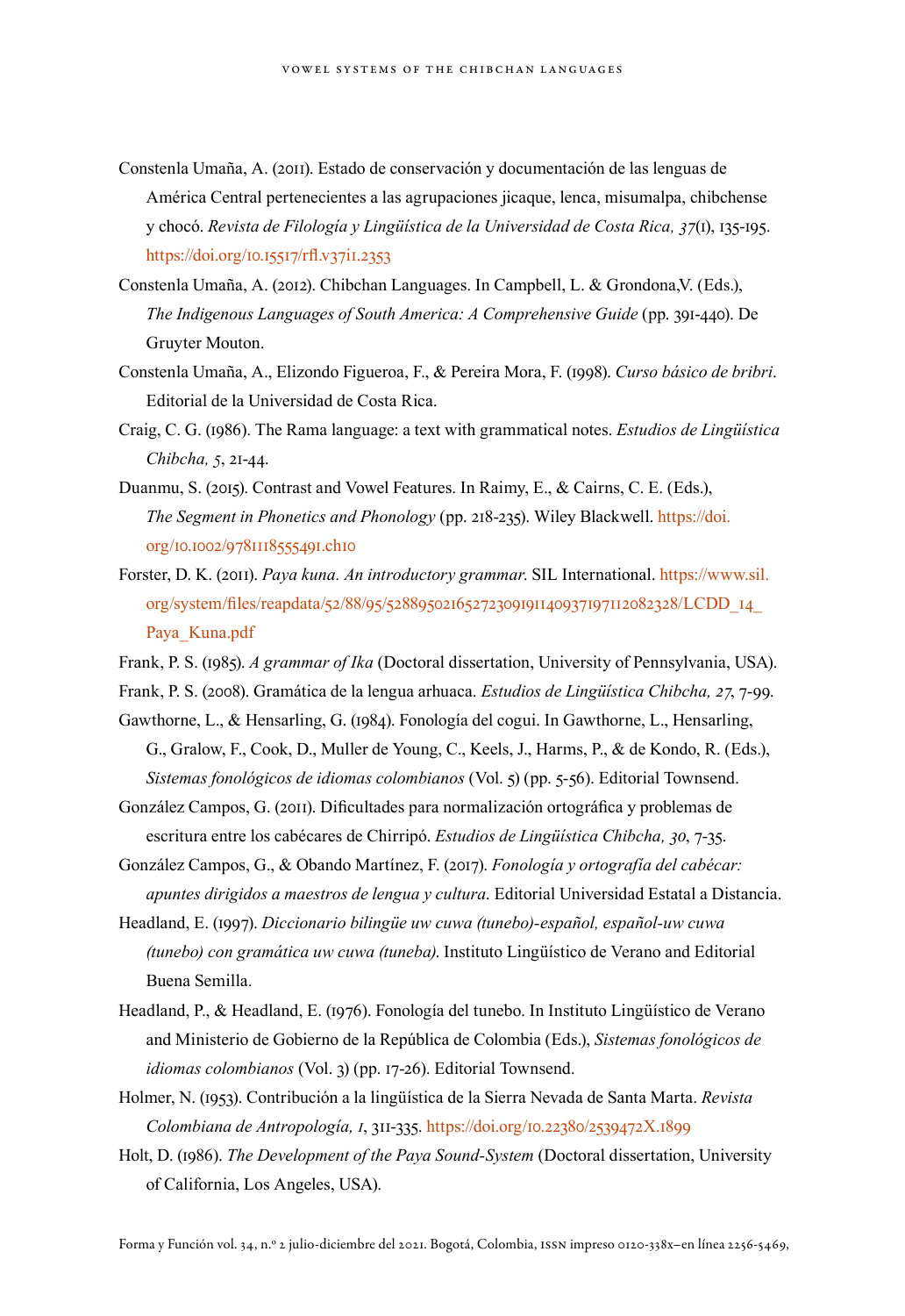Constenla Umaña, A. (2011). Estado de conservación y documentación de las lenguas de América Central pertenecientes a las agrupaciones jicaque, lenca, misumalpa, chibchense y chocó. *Revista de Filología y Lingüística de la Universidad de Costa Rica, 37*(1), 135-195. https://doi.org/10.15517/rfl.v37i1.2353

Constenla Umaña, A. (2012). Chibchan Languages. In Campbell, L. & Grondona,V. (Eds.), *The Indigenous Languages of South America: A Comprehensive Guide* (pp. 391-440). De Gruyter Mouton.

Constenla Umaña, A., Elizondo Figueroa, F., & Pereira Mora, F. (1998). *Curso básico de bribri*. Editorial de la Universidad de Costa Rica.

Craig, C. G. (1986). The Rama language: a text with grammatical notes. *Estudios de Lingüística Chibcha, 5*, 21-44.

Duanmu, S. (2015). Contrast and Vowel Features. In Raimy, E., & Cairns, C. E. (Eds.), *The Segment in Phonetics and Phonology* (pp. 218-235). Wiley Blackwell. https://doi.org/10.1002/9781118555491.ch10

Forster, D. K. (2011). *Paya kuna. An introductory grammar*. SIL International. https://www.sil.org/system/files/reapdata/52/88/95/52889502165272309191140937197112082328/LCDD_14_Paya_Kuna.pdf

Frank, P. S. (1985). *A grammar of Ika* (Doctoral dissertation, University of Pennsylvania, USA).

Frank, P. S. (2008). Gramática de la lengua arhuaca. *Estudios de Lingüística Chibcha, 27*, 7-99.

Gawthorne, L., & Hensarling, G. (1984). Fonología del cogui. In Gawthorne, L., Hensarling, G., Gralow, F., Cook, D., Muller de Young, C., Keels, J., Harms, P., & de Kondo, R. (Eds.), *Sistemas fonológicos de idiomas colombianos* (Vol. 5) (pp. 5-56). Editorial Townsend.

González Campos, G. (2011). Dificultades para normalización ortográfica y problemas de escritura entre los cabécares de Chirripó. *Estudios de Lingüística Chibcha, 30*, 7-35.

González Campos, G., & Obando Martínez, F. (2017). *Fonología y ortografía del cabécar: apuntes dirigidos a maestros de lengua y cultura*. Editorial Universidad Estatal a Distancia.

Headland, E. (1997). *Diccionario bilingüe uw cuwa (tunebo)-español, español-uw cuwa (tunebo) con gramática uw cuwa (tuneba)*. Instituto Lingüístico de Verano and Editorial Buena Semilla.

Headland, P., & Headland, E. (1976). Fonología del tunebo. In Instituto Lingüístico de Verano and Ministerio de Gobierno de la República de Colombia (Eds.), *Sistemas fonológicos de idiomas colombianos* (Vol. 3) (pp. 17-26). Editorial Townsend.

Holmer, N. (1953). Contribución a la lingüística de la Sierra Nevada de Santa Marta. *Revista Colombiana de Antropología, 1*, 311-335. https://doi.org/10.22380/2539472X.1899

Holt, D. (1986). *The Development of the Paya Sound-System* (Doctoral dissertation, University of California, Los Angeles, USA).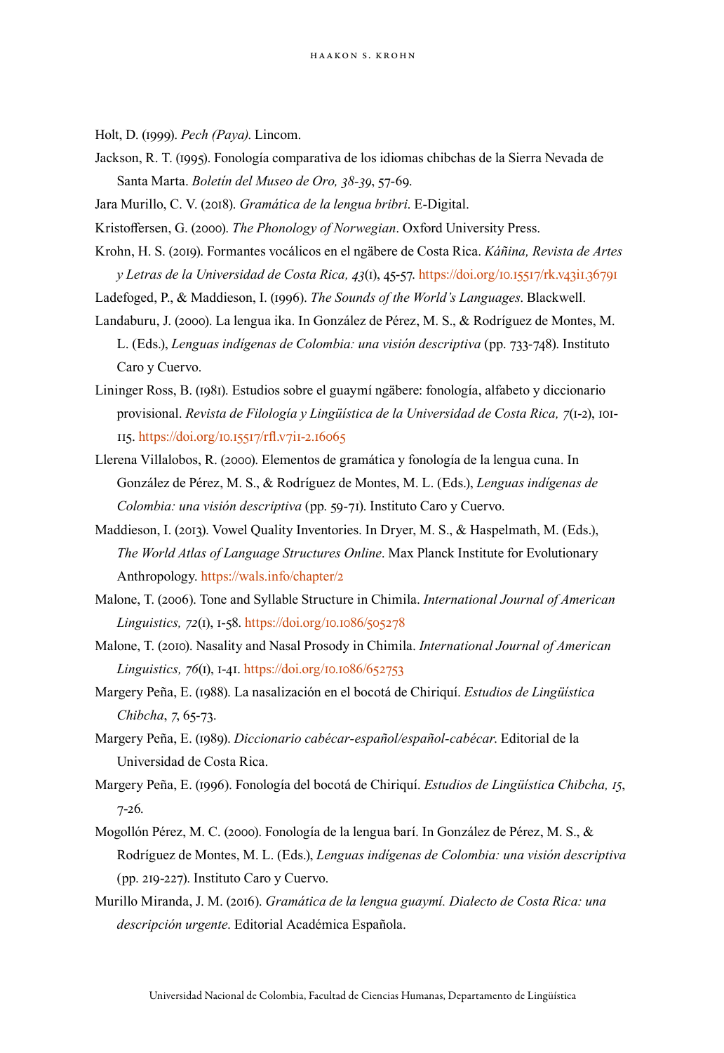Holt, D. (1999). *Pech (Paya)*. Lincom.

Jackson, R. T. (1995). Fonología comparativa de los idiomas chibchas de la Sierra Nevada de Santa Marta. *Boletín del Museo de Oro, 38-39*, 57-69.

Jara Murillo, C. V. (2018). *Gramática de la lengua bribri*. E-Digital.

Kristoffersen, G. (2000). *The Phonology of Norwegian*. Oxford University Press.

Krohn, H. S. (2019). Formantes vocálicos en el ngäbere de Costa Rica. *Káñina, Revista de Artes y Letras de la Universidad de Costa Rica, 43*(1), 45-57. https://doi.org/10.15517/rk.v43i1.36791

Ladefoged, P., & Maddieson, I. (1996). *The Sounds of the World's Languages*. Blackwell.

Landaburu, J. (2000). La lengua ika. In González de Pérez, M. S., & Rodríguez de Montes, M. L. (Eds.), *Lenguas indígenas de Colombia: una visión descriptiva* (pp. 733-748). Instituto Caro y Cuervo.

Lininger Ross, B. (1981). Estudios sobre el guaymí ngäbere: fonología, alfabeto y diccionario provisional. *Revista de Filología y Lingüística de la Universidad de Costa Rica, 7*(1-2), 101-115. https://doi.org/10.15517/rfl.v7i1-2.16065

Llerena Villalobos, R. (2000). Elementos de gramática y fonología de la lengua cuna. In González de Pérez, M. S., & Rodríguez de Montes, M. L. (Eds.), *Lenguas indígenas de Colombia: una visión descriptiva* (pp. 59-71). Instituto Caro y Cuervo.

Maddieson, I. (2013). Vowel Quality Inventories. In Dryer, M. S., & Haspelmath, M. (Eds.), *The World Atlas of Language Structures Online*. Max Planck Institute for Evolutionary Anthropology. https://wals.info/chapter/2

Malone, T. (2006). Tone and Syllable Structure in Chimila. *International Journal of American Linguistics, 72*(1), 1-58. https://doi.org/10.1086/505278

Malone, T. (2010). Nasality and Nasal Prosody in Chimila. *International Journal of American Linguistics, 76*(1), 1-41. https://doi.org/10.1086/652753

Margery Peña, E. (1988). La nasalización en el bocotá de Chiriquí. *Estudios de Lingüística Chibcha*, *7*, 65-73.

Margery Peña, E. (1989). *Diccionario cabécar-español/español-cabécar*. Editorial de la Universidad de Costa Rica.

Margery Peña, E. (1996). Fonología del bocotá de Chiriquí. *Estudios de Lingüística Chibcha, 15*, 7-26.

Mogollón Pérez, M. C. (2000). Fonología de la lengua barí. In González de Pérez, M. S., & Rodríguez de Montes, M. L. (Eds.), *Lenguas indígenas de Colombia: una visión descriptiva* (pp. 219-227). Instituto Caro y Cuervo.

Murillo Miranda, J. M. (2016). *Gramática de la lengua guaymí. Dialecto de Costa Rica: una descripción urgente*. Editorial Académica Española.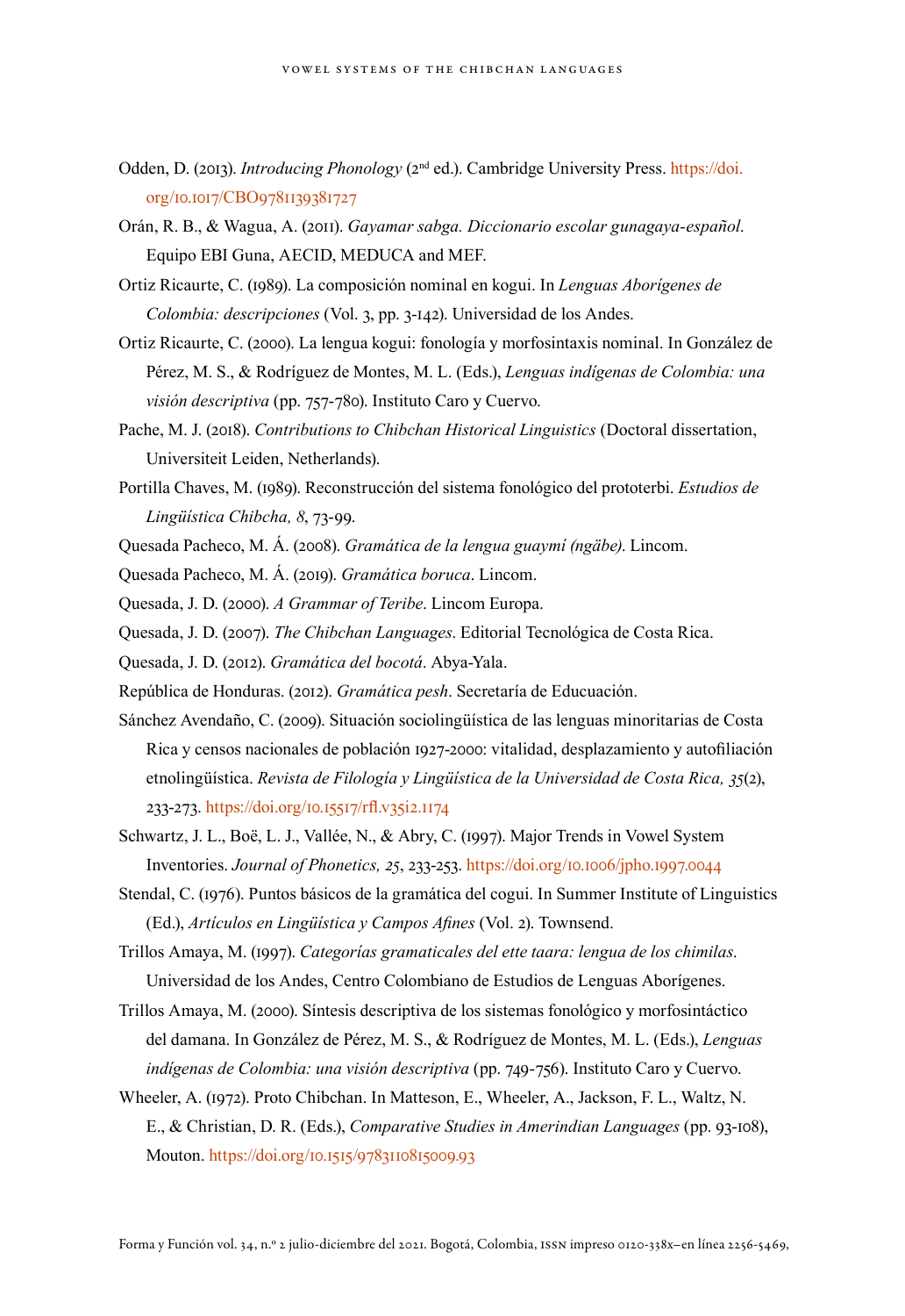Odden, D. (2013). *Introducing Phonology* (2nd ed.). Cambridge University Press. https://doi.org/10.1017/CBO9781139381727

Orán, R. B., & Wagua, A. (2011). *Gayamar sabga. Diccionario escolar gunagaya-español*. Equipo EBI Guna, AECID, MEDUCA and MEF.

Ortiz Ricaurte, C. (1989). La composición nominal en kogui. In *Lenguas Aborígenes de Colombia: descripciones* (Vol. 3, pp. 3-142). Universidad de los Andes.

Ortiz Ricaurte, C. (2000). La lengua kogui: fonología y morfosintaxis nominal. In González de Pérez, M. S., & Rodríguez de Montes, M. L. (Eds.), *Lenguas indígenas de Colombia: una visión descriptiva* (pp. 757-780). Instituto Caro y Cuervo.

Pache, M. J. (2018). *Contributions to Chibchan Historical Linguistics* (Doctoral dissertation, Universiteit Leiden, Netherlands).

Portilla Chaves, M. (1989). Reconstrucción del sistema fonológico del prototerbi. *Estudios de Lingüística Chibcha, 8*, 73-99.

Quesada Pacheco, M. Á. (2008). *Gramática de la lengua guaymí (ngäbe)*. Lincom.

Quesada Pacheco, M. Á. (2019). *Gramática boruca*. Lincom.

Quesada, J. D. (2000). *A Grammar of Teribe*. Lincom Europa.

Quesada, J. D. (2007). *The Chibchan Languages*. Editorial Tecnológica de Costa Rica.

Quesada, J. D. (2012). *Gramática del bocotá*. Abya-Yala.

República de Honduras. (2012). *Gramática pesh*. Secretaría de Educuación.

Sánchez Avendaño, C. (2009). Situación sociolingüística de las lenguas minoritarias de Costa Rica y censos nacionales de población 1927-2000: vitalidad, desplazamiento y autofiliación etnolingüística. *Revista de Filología y Lingüística de la Universidad de Costa Rica, 35*(2), 233-273. https://doi.org/10.15517/rfl.v35i2.1174

Schwartz, J. L., Boë, L. J., Vallée, N., & Abry, C. (1997). Major Trends in Vowel System Inventories. *Journal of Phonetics, 25*, 233-253. https://doi.org/10.1006/jpho.1997.0044

Stendal, C. (1976). Puntos básicos de la gramática del cogui. In Summer Institute of Linguistics (Ed.), *Artículos en Lingüística y Campos Afines* (Vol. 2). Townsend.

Trillos Amaya, M. (1997). *Categorías gramaticales del ette taara: lengua de los chimilas*. Universidad de los Andes, Centro Colombiano de Estudios de Lenguas Aborígenes.

Trillos Amaya, M. (2000). Síntesis descriptiva de los sistemas fonológico y morfosintáctico del damana. In González de Pérez, M. S., & Rodríguez de Montes, M. L. (Eds.), *Lenguas indígenas de Colombia: una visión descriptiva* (pp. 749-756). Instituto Caro y Cuervo.

Wheeler, A. (1972). Proto Chibchan. In Matteson, E., Wheeler, A., Jackson, F. L., Waltz, N. E., & Christian, D. R. (Eds.), *Comparative Studies in Amerindian Languages* (pp. 93-108), Mouton. https://doi.org/10.1515/9783110815009.93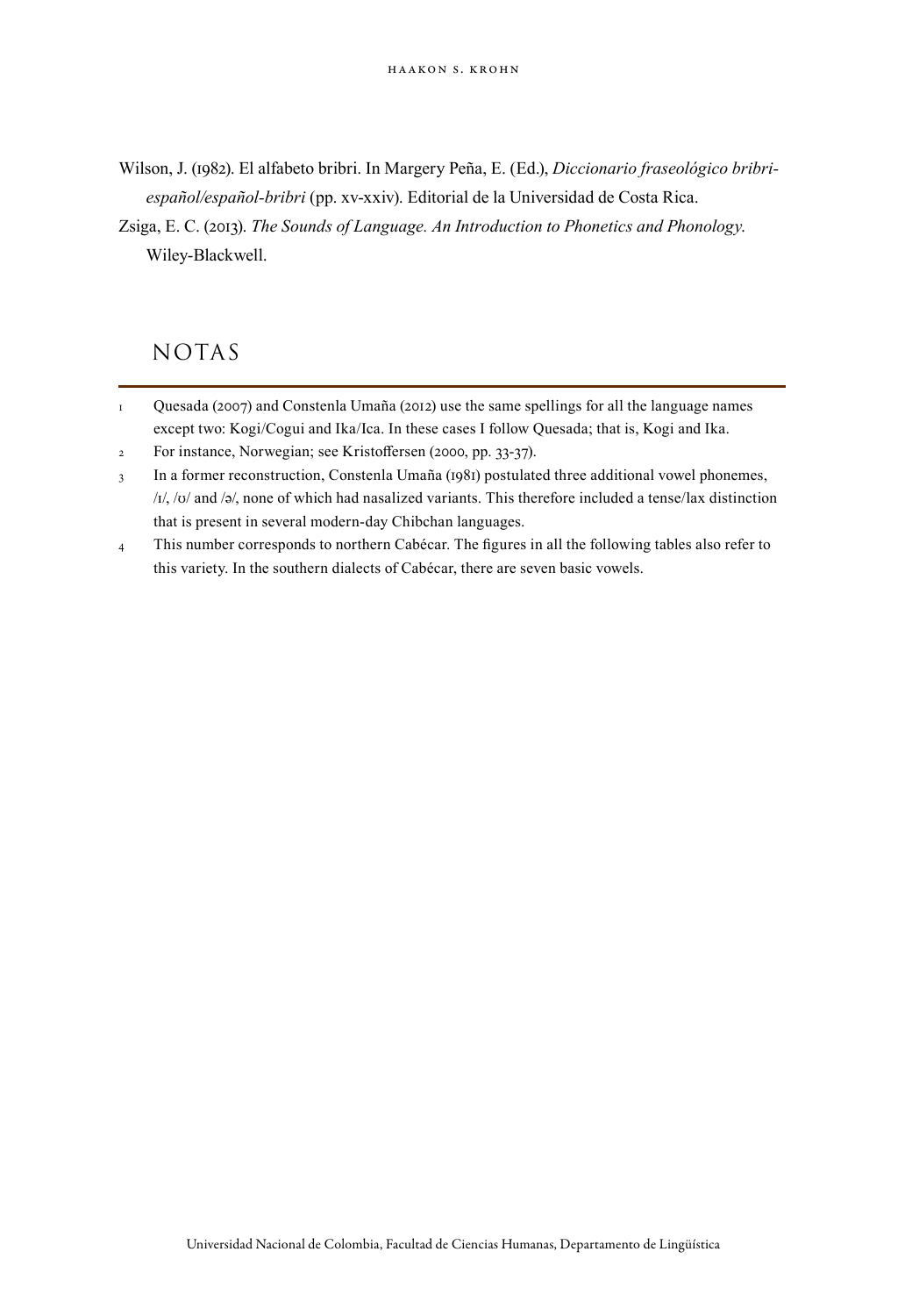Wilson, J. (1982). El alfabeto bribri. In Margery Peña, E. (Ed.), *Diccionario fraseológico bribri-español/español-bribri* (pp. xv-xxiv). Editorial de la Universidad de Costa Rica.

Zsiga, E. C. (2013). *The Sounds of Language. An Introduction to Phonetics and Phonology.* Wiley-Blackwell.

## NOTAS

1. Quesada (2007) and Constenla Umaña (2012) use the same spellings for all the language names except two: Kogi/Cogui and Ika/Ica. In these cases I follow Quesada; that is, Kogi and Ika.
2. For instance, Norwegian; see Kristoffersen (2000, pp. 33-37).
3. In a former reconstruction, Constenla Umaña (1981) postulated three additional vowel phonemes, /ɪ/, /ʊ/ and /ə/, none of which had nasalized variants. This therefore included a tense/lax distinction that is present in several modern-day Chibchan languages.
4. This number corresponds to northern Cabécar. The figures in all the following tables also refer to this variety. In the southern dialects of Cabécar, there are seven basic vowels.